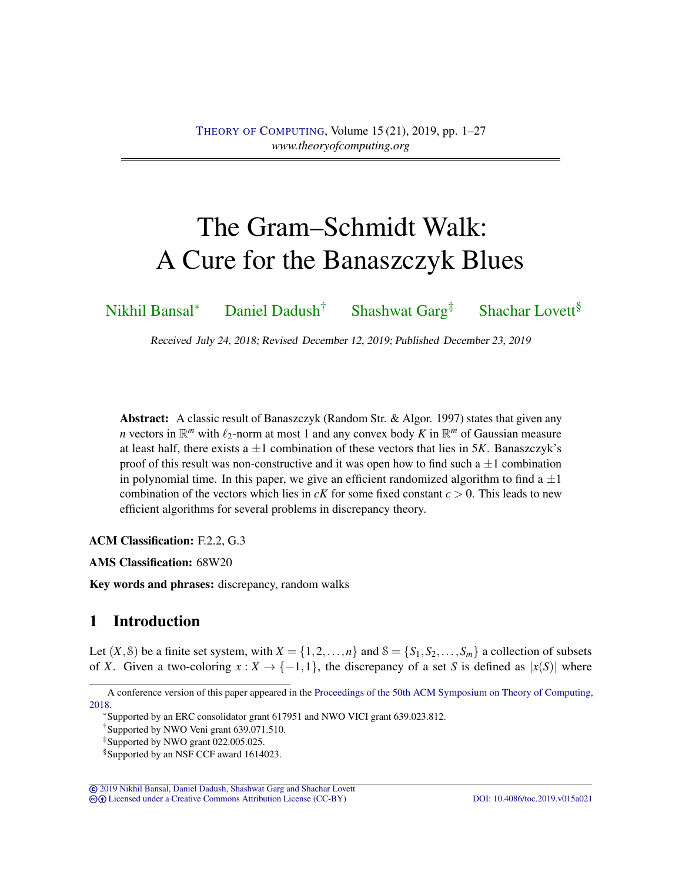# The Gram–Schmidt Walk: A Cure for the Banaszczyk Blues

Nikhil Bansal[*] Daniel Dadush[†] Shashwat Garg[‡] Shachar Lovett[§]

Received July 24, 2018; Revised December 12, 2019; Published December 23, 2019

**Abstract:** A classic result of Banaszczyk (Random Str. & Algor. 1997) states that given any $n$ vectors in $\mathbb{R}^m$ with $\ell_2$-norm at most 1 and any convex body $K$ in $\mathbb{R}^m$ of Gaussian measure at least half, there exists a $\pm 1$ combination of these vectors that lies in $5K$. Banaszczyk's proof of this result was non-constructive and it was open how to find such a $\pm 1$ combination in polynomial time. In this paper, we give an efficient randomized algorithm to find a $\pm 1$ combination of the vectors which lies in $cK$ for some fixed constant $c > 0$. This leads to new efficient algorithms for several problems in discrepancy theory.

**ACM Classification:** F.2.2, G.3

**AMS Classification:** 68W20

**Key words and phrases:** discrepancy, random walks

## 1 Introduction

Let $(X, \mathcal{S})$ be a finite set system, with $X = \{1, 2, \ldots, n\}$ and $\mathcal{S} = \{S_1, S_2, \ldots, S_m\}$ a collection of subsets of $X$. Given a two-coloring $x : X \to \{-1, 1\}$, the discrepancy of a set $S$ is defined as $|x(S)|$ where

---

A conference version of this paper appeared in the Proceedings of the 50th ACM Symposium on Theory of Computing, 2018.

[*]Supported by an ERC consolidator grant 617951 and NWO VICI grant 639.023.812.

[†]Supported by NWO Veni grant 639.071.510.

[‡]Supported by NWO grant 022.005.025.

[§]Supported by an NSF CCF award 1614023.

© 2019 Nikhil Bansal, Daniel Dadush, Shashwat Garg and Shachar Lovett
Licensed under a Creative Commons Attribution License (CC-BY) DOI: 10.4086/toc.2019.v015a021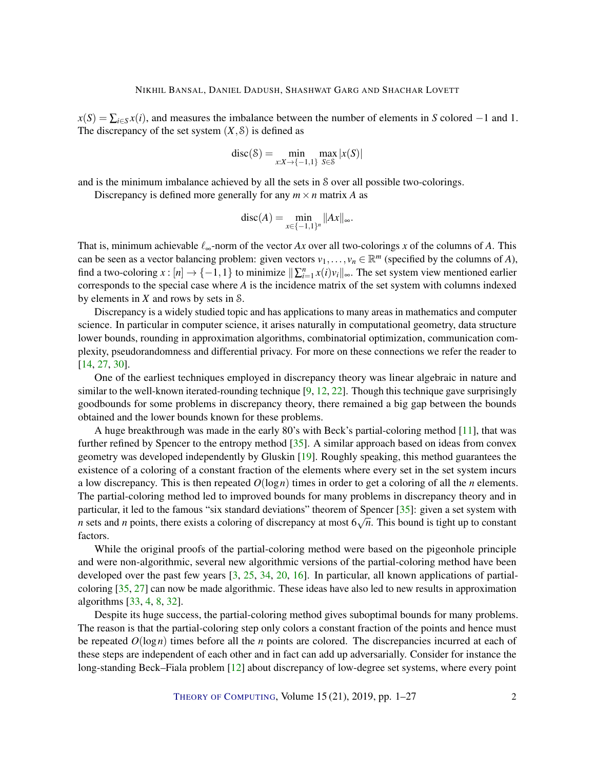$x(S) = \sum_{i \in S} x(i)$, and measures the imbalance between the number of elements in $S$ colored $-1$ and 1. The discrepancy of the set system $(X, \mathcal{S})$ is defined as

$$\mathrm{disc}(\mathcal{S}) = \min_{x: X \to \{-1,1\}} \max_{S \in \mathcal{S}} |x(S)|$$

and is the minimum imbalance achieved by all the sets in $\mathcal{S}$ over all possible two-colorings.

Discrepancy is defined more generally for any $m \times n$ matrix $A$ as

$$\mathrm{disc}(A) = \min_{x \in \{-1,1\}^n} \|Ax\|_\infty.$$

That is, minimum achievable $\ell_\infty$-norm of the vector $Ax$ over all two-colorings $x$ of the columns of $A$. This can be seen as a vector balancing problem: given vectors $v_1, \dots, v_n \in \mathbb{R}^m$ (specified by the columns of $A$), find a two-coloring $x : [n] \to \{-1, 1\}$ to minimize $\| \sum_{i=1}^{n} x(i) v_i \|_\infty$. The set system view mentioned earlier corresponds to the special case where $A$ is the incidence matrix of the set system with columns indexed by elements in $X$ and rows by sets in $\mathcal{S}$.

Discrepancy is a widely studied topic and has applications to many areas in mathematics and computer science. In particular in computer science, it arises naturally in computational geometry, data structure lower bounds, rounding in approximation algorithms, combinatorial optimization, communication complexity, pseudorandomness and differential privacy. For more on these connections we refer the reader to [14, 27, 30].

One of the earliest techniques employed in discrepancy theory was linear algebraic in nature and similar to the well-known iterated-rounding technique [9, 12, 22]. Though this technique gave surprisingly goodbounds for some problems in discrepancy theory, there remained a big gap between the bounds obtained and the lower bounds known for these problems.

A huge breakthrough was made in the early 80's with Beck's partial-coloring method [11], that was further refined by Spencer to the entropy method [35]. A similar approach based on ideas from convex geometry was developed independently by Gluskin [19]. Roughly speaking, this method guarantees the existence of a coloring of a constant fraction of the elements where every set in the set system incurs a low discrepancy. This is then repeated $O(\log n)$ times in order to get a coloring of all the $n$ elements. The partial-coloring method led to improved bounds for many problems in discrepancy theory and in particular, it led to the famous "six standard deviations" theorem of Spencer [35]: given a set system with $n$ sets and $n$ points, there exists a coloring of discrepancy at most $6\sqrt{n}$. This bound is tight up to constant factors.

While the original proofs of the partial-coloring method were based on the pigeonhole principle and were non-algorithmic, several new algorithmic versions of the partial-coloring method have been developed over the past few years [3, 25, 34, 20, 16]. In particular, all known applications of partial-coloring [35, 27] can now be made algorithmic. These ideas have also led to new results in approximation algorithms [33, 4, 8, 32].

Despite its huge success, the partial-coloring method gives suboptimal bounds for many problems. The reason is that the partial-coloring step only colors a constant fraction of the points and hence must be repeated $O(\log n)$ times before all the $n$ points are colored. The discrepancies incurred at each of these steps are independent of each other and in fact can add up adversarially. Consider for instance the long-standing Beck–Fiala problem [12] about discrepancy of low-degree set systems, where every point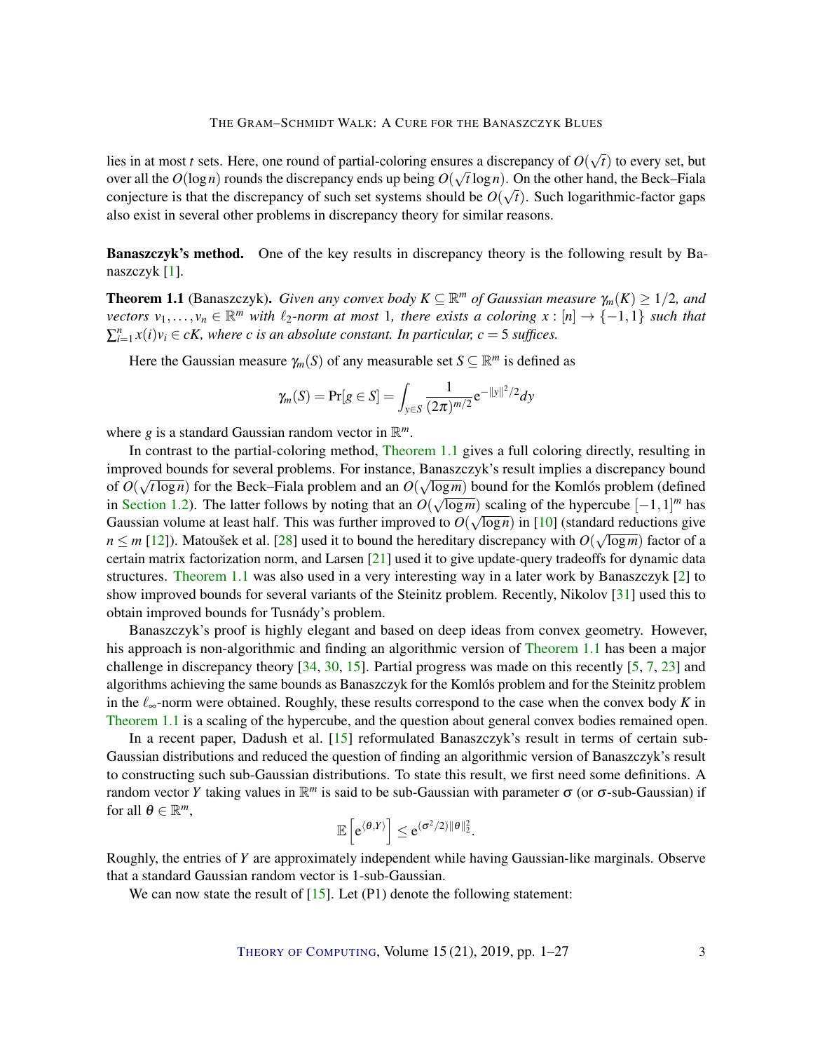lies in at most $t$ sets. Here, one round of partial-coloring ensures a discrepancy of $O(\sqrt{t})$ to every set, but over all the $O(\log n)$ rounds the discrepancy ends up being $O(\sqrt{t}\log n)$. On the other hand, the Beck–Fiala conjecture is that the discrepancy of such set systems should be $O(\sqrt{t})$. Such logarithmic-factor gaps also exist in several other problems in discrepancy theory for similar reasons.

**Banaszczyk's method.** One of the key results in discrepancy theory is the following result by Banaszczyk [1].

**Theorem 1.1** (Banaszczyk). *Given any convex body $K \subseteq \mathbb{R}^m$ of Gaussian measure $\gamma_m(K) \geq 1/2$, and vectors $v_1, \ldots, v_n \in \mathbb{R}^m$ with $\ell_2$-norm at most 1, there exists a coloring $x : [n] \to \{-1, 1\}$ such that $\sum_{i=1}^n x(i)v_i \in cK$, where $c$ is an absolute constant. In particular, $c = 5$ suffices.*

Here the Gaussian measure $\gamma_m(S)$ of any measurable set $S \subseteq \mathbb{R}^m$ is defined as

$$\gamma_m(S) = \Pr[g \in S] = \int_{y \in S} \frac{1}{(2\pi)^{m/2}} \mathrm{e}^{-\|y\|^2/2} dy$$

where $g$ is a standard Gaussian random vector in $\mathbb{R}^m$.

In contrast to the partial-coloring method, Theorem 1.1 gives a full coloring directly, resulting in improved bounds for several problems. For instance, Banaszczyk's result implies a discrepancy bound of $O(\sqrt{t\log n})$ for the Beck–Fiala problem and an $O(\sqrt{\log m})$ bound for the Komlós problem (defined in Section 1.2). The latter follows by noting that an $O(\sqrt{\log m})$ scaling of the hypercube $[-1, 1]^m$ has Gaussian volume at least half. This was further improved to $O(\sqrt{\log n})$ in [10] (standard reductions give $n \leq m$ [12]). Matoušek et al. [28] used it to bound the hereditary discrepancy with $O(\sqrt{\log m})$ factor of a certain matrix factorization norm, and Larsen [21] used it to give update-query tradeoffs for dynamic data structures. Theorem 1.1 was also used in a very interesting way in a later work by Banaszczyk [2] to show improved bounds for several variants of the Steinitz problem. Recently, Nikolov [31] used this to obtain improved bounds for Tusnády's problem.

Banaszczyk's proof is highly elegant and based on deep ideas from convex geometry. However, his approach is non-algorithmic and finding an algorithmic version of Theorem 1.1 has been a major challenge in discrepancy theory [34, 30, 15]. Partial progress was made on this recently [5, 7, 23] and algorithms achieving the same bounds as Banaszczyk for the Komlós problem and for the Steinitz problem in the $\ell_\infty$-norm were obtained. Roughly, these results correspond to the case when the convex body $K$ in Theorem 1.1 is a scaling of the hypercube, and the question about general convex bodies remained open.

In a recent paper, Dadush et al. [15] reformulated Banaszczyk's result in terms of certain sub-Gaussian distributions and reduced the question of finding an algorithmic version of Banaszczyk's result to constructing such sub-Gaussian distributions. To state this result, we first need some definitions. A random vector $Y$ taking values in $\mathbb{R}^m$ is said to be sub-Gaussian with parameter $\sigma$ (or $\sigma$-sub-Gaussian) if for all $\theta \in \mathbb{R}^m$,

$$\mathbb{E}\left[\mathrm{e}^{\langle \theta, Y \rangle}\right] \leq \mathrm{e}^{(\sigma^2/2)\|\theta\|_2^2}.$$

Roughly, the entries of $Y$ are approximately independent while having Gaussian-like marginals. Observe that a standard Gaussian random vector is 1-sub-Gaussian.

We can now state the result of [15]. Let (P1) denote the following statement: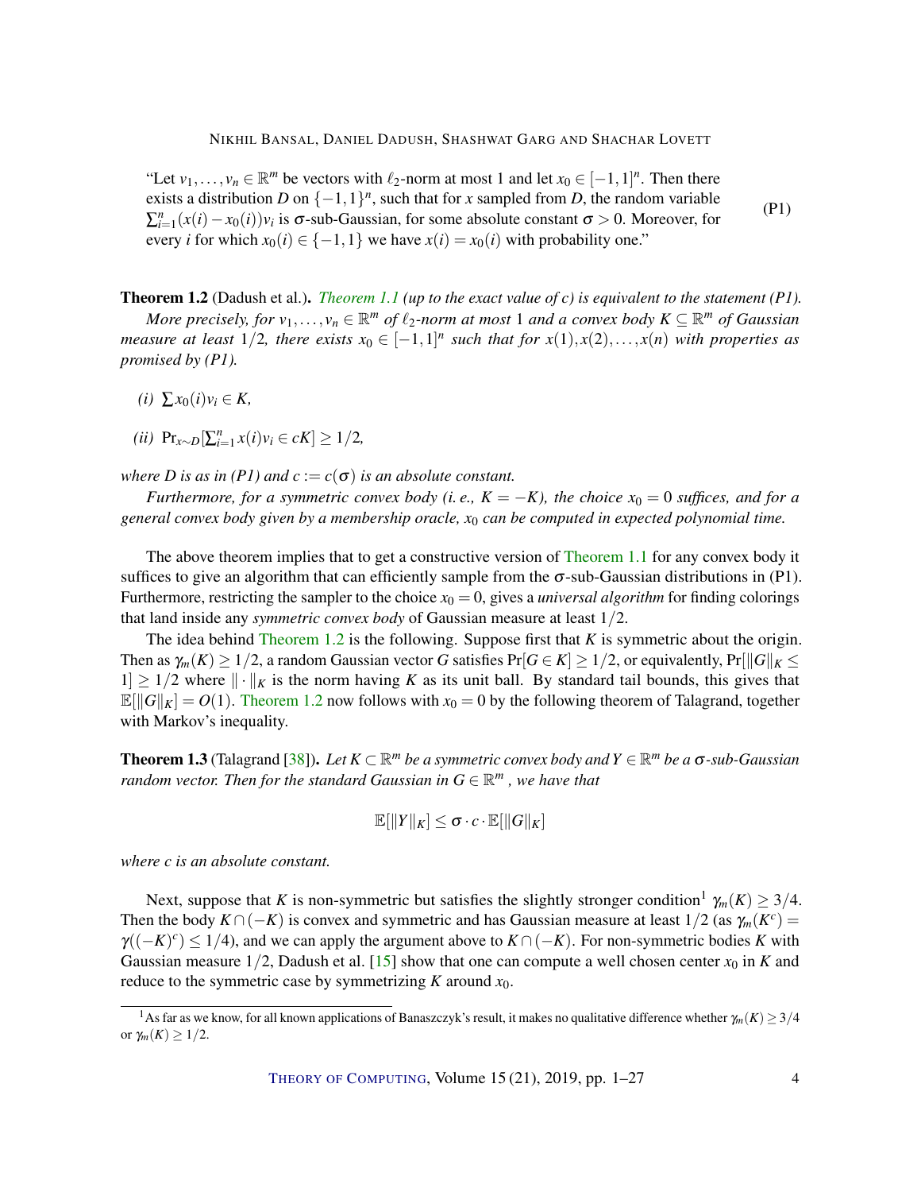"Let $v_1, \ldots, v_n \in \mathbb{R}^m$ be vectors with $\ell_2$-norm at most 1 and let $x_0 \in [-1,1]^n$. Then there exists a distribution $D$ on $\{-1,1\}^n$, such that for $x$ sampled from $D$, the random variable $\sum_{i=1}^n (x(i) - x_0(i))v_i$ is $\sigma$-sub-Gaussian, for some absolute constant $\sigma > 0$. Moreover, for every $i$ for which $x_0(i) \in \{-1,1\}$ we have $x(i) = x_0(i)$ with probability one." (P1)

**Theorem 1.2** (Dadush et al.). *Theorem 1.1 (up to the exact value of c) is equivalent to the statement (P1).*

*More precisely, for $v_1, \ldots, v_n \in \mathbb{R}^m$ of $\ell_2$-norm at most 1 and a convex body $K \subseteq \mathbb{R}^m$ of Gaussian measure at least $1/2$, there exists $x_0 \in [-1,1]^n$ such that for $x(1), x(2), \ldots, x(n)$ with properties as promised by (P1).*

*(i)* $\sum x_0(i) v_i \in K$,

*(ii)* $\Pr_{x \sim D}[\sum_{i=1}^n x(i) v_i \in cK] \geq 1/2$,

*where $D$ is as in (P1) and $c := c(\sigma)$ is an absolute constant.*

*Furthermore, for a symmetric convex body (i. e., $K = -K$), the choice $x_0 = 0$ suffices, and for a general convex body given by a membership oracle, $x_0$ can be computed in expected polynomial time.*

The above theorem implies that to get a constructive version of Theorem 1.1 for any convex body it suffices to give an algorithm that can efficiently sample from the $\sigma$-sub-Gaussian distributions in (P1). Furthermore, restricting the sampler to the choice $x_0 = 0$, gives a *universal algorithm* for finding colorings that land inside any *symmetric convex body* of Gaussian measure at least $1/2$.

The idea behind Theorem 1.2 is the following. Suppose first that $K$ is symmetric about the origin. Then as $\gamma_m(K) \geq 1/2$, a random Gaussian vector $G$ satisfies $\Pr[G \in K] \geq 1/2$, or equivalently, $\Pr[\|G\|_K \leq 1] \geq 1/2$ where $\|\cdot\|_K$ is the norm having $K$ as its unit ball. By standard tail bounds, this gives that $\mathbb{E}[\|G\|_K] = O(1)$. Theorem 1.2 now follows with $x_0 = 0$ by the following theorem of Talagrand, together with Markov's inequality.

**Theorem 1.3** (Talagrand [38]). *Let $K \subset \mathbb{R}^m$ be a symmetric convex body and $Y \in \mathbb{R}^m$ be a $\sigma$-sub-Gaussian random vector. Then for the standard Gaussian in $G \in \mathbb{R}^m$, we have that*

$$\mathbb{E}[\|Y\|_K] \leq \sigma \cdot c \cdot \mathbb{E}[\|G\|_K]$$

*where c is an absolute constant.*

Next, suppose that $K$ is non-symmetric but satisfies the slightly stronger condition[1] $\gamma_m(K) \geq 3/4$. Then the body $K \cap (-K)$ is convex and symmetric and has Gaussian measure at least $1/2$ (as $\gamma_m(K^c) = \gamma((-K)^c) \leq 1/4$), and we can apply the argument above to $K \cap (-K)$. For non-symmetric bodies $K$ with Gaussian measure $1/2$, Dadush et al. [15] show that one can compute a well chosen center $x_0$ in $K$ and reduce to the symmetric case by symmetrizing $K$ around $x_0$.

[1] As far as we know, for all known applications of Banaszczyk's result, it makes no qualitative difference whether $\gamma_m(K) \geq 3/4$ or $\gamma_m(K) \geq 1/2$.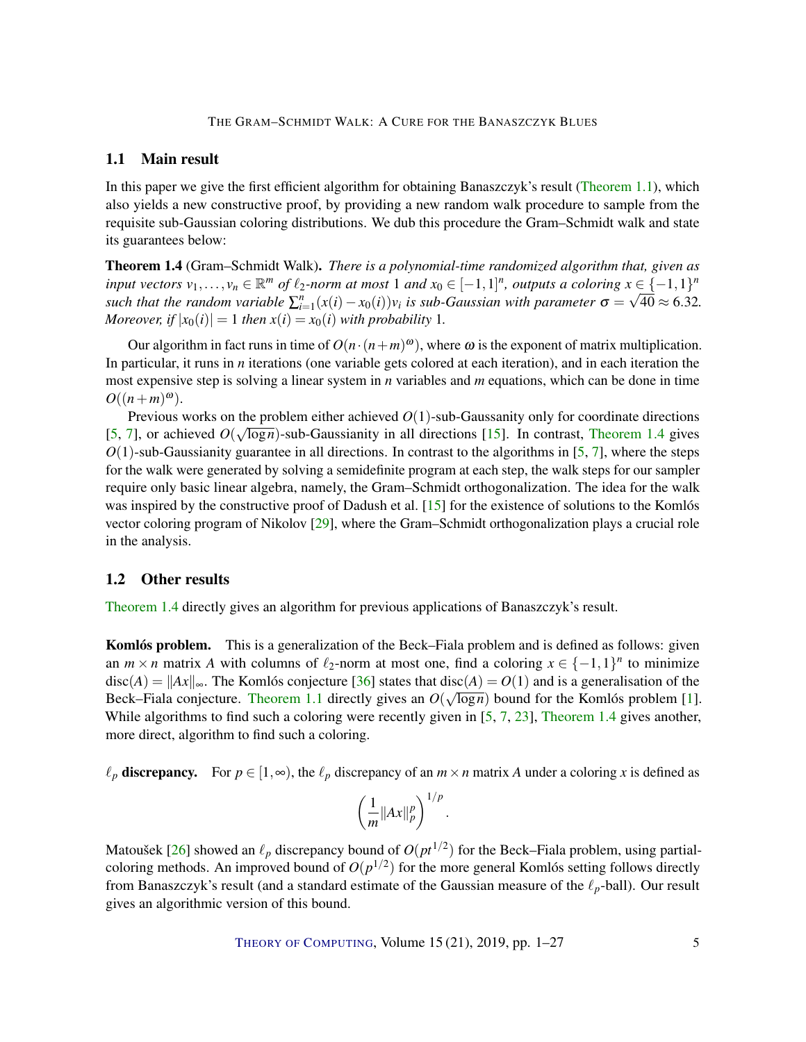## 1.1 Main result

In this paper we give the first efficient algorithm for obtaining Banaszczyk's result (Theorem 1.1), which also yields a new constructive proof, by providing a new random walk procedure to sample from the requisite sub-Gaussian coloring distributions. We dub this procedure the Gram–Schmidt walk and state its guarantees below:

**Theorem 1.4** (Gram–Schmidt Walk)**.** *There is a polynomial-time randomized algorithm that, given as input vectors $v_1, \ldots, v_n \in \mathbb{R}^m$ of $\ell_2$-norm at most 1 and $x_0 \in [-1,1]^n$, outputs a coloring $x \in \{-1,1\}^n$ such that the random variable $\sum_{i=1}^n (x(i) - x_0(i))v_i$ is sub-Gaussian with parameter $\sigma = \sqrt{40} \approx 6.32$. Moreover, if $|x_0(i)| = 1$ then $x(i) = x_0(i)$ with probability 1.*

Our algorithm in fact runs in time of $O(n \cdot (n+m)^{\omega})$, where $\omega$ is the exponent of matrix multiplication. In particular, it runs in $n$ iterations (one variable gets colored at each iteration), and in each iteration the most expensive step is solving a linear system in $n$ variables and $m$ equations, which can be done in time $O((n+m)^{\omega})$.

Previous works on the problem either achieved $O(1)$-sub-Gaussanity only for coordinate directions [5, 7], or achieved $O(\sqrt{\log n})$-sub-Gaussianity in all directions [15]. In contrast, Theorem 1.4 gives $O(1)$-sub-Gaussianity guarantee in all directions. In contrast to the algorithms in [5, 7], where the steps for the walk were generated by solving a semidefinite program at each step, the walk steps for our sampler require only basic linear algebra, namely, the Gram–Schmidt orthogonalization. The idea for the walk was inspired by the constructive proof of Dadush et al. [15] for the existence of solutions to the Komlós vector coloring program of Nikolov [29], where the Gram–Schmidt orthogonalization plays a crucial role in the analysis.

## 1.2 Other results

Theorem 1.4 directly gives an algorithm for previous applications of Banaszczyk's result.

**Komlós problem.** This is a generalization of the Beck–Fiala problem and is defined as follows: given an $m \times n$ matrix $A$ with columns of $\ell_2$-norm at most one, find a coloring $x \in \{-1,1\}^n$ to minimize $\mathrm{disc}(A) = \|Ax\|_\infty$. The Komlós conjecture [36] states that $\mathrm{disc}(A) = O(1)$ and is a generalisation of the Beck–Fiala conjecture. Theorem 1.1 directly gives an $O(\sqrt{\log n})$ bound for the Komlós problem [1]. While algorithms to find such a coloring were recently given in [5, 7, 23], Theorem 1.4 gives another, more direct, algorithm to find such a coloring.

**$\ell_p$ discrepancy.** For $p \in [1, \infty)$, the $\ell_p$ discrepancy of an $m \times n$ matrix $A$ under a coloring $x$ is defined as

$$\left(\frac{1}{m}\|Ax\|_p^p\right)^{1/p}.$$

Matoušek [26] showed an $\ell_p$ discrepancy bound of $O(pt^{1/2})$ for the Beck–Fiala problem, using partial-coloring methods. An improved bound of $O(p^{1/2})$ for the more general Komlós setting follows directly from Banaszczyk's result (and a standard estimate of the Gaussian measure of the $\ell_p$-ball). Our result gives an algorithmic version of this bound.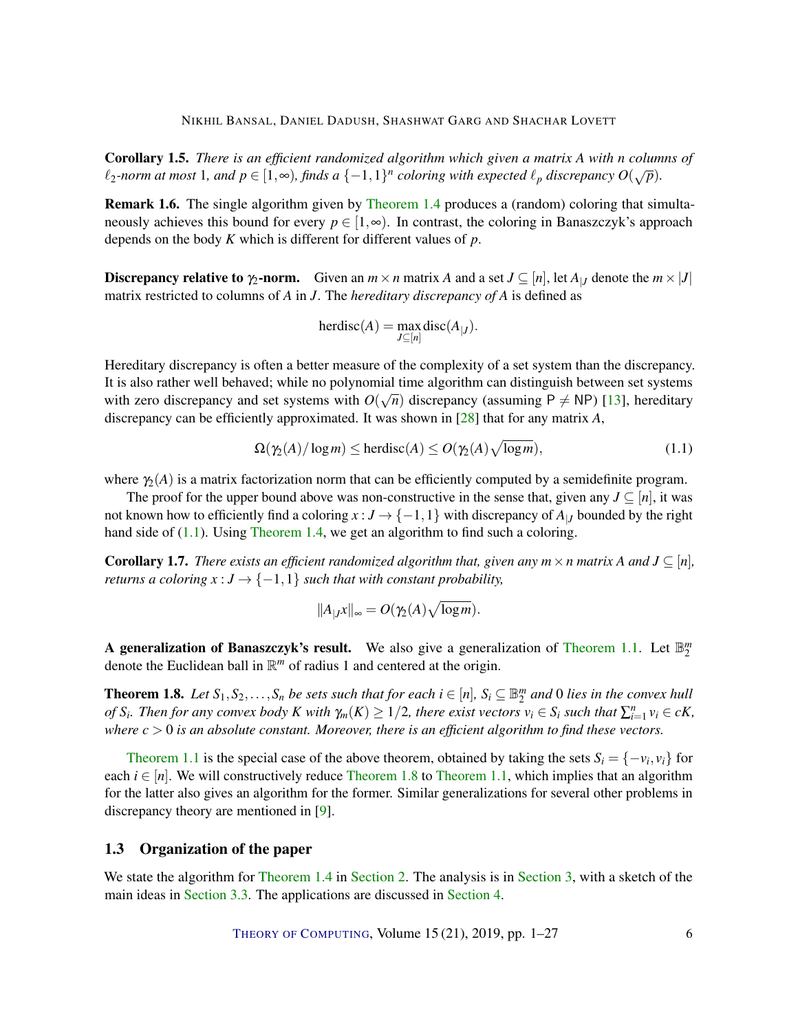**Corollary 1.5.** *There is an efficient randomized algorithm which given a matrix $A$ with $n$ columns of $\ell_2$-norm at most 1, and $p \in [1,\infty)$, finds a $\{-1,1\}^n$ coloring with expected $\ell_p$ discrepancy $O(\sqrt{p})$.*

**Remark 1.6.** The single algorithm given by Theorem 1.4 produces a (random) coloring that simultaneously achieves this bound for every $p \in [1,\infty)$. In contrast, the coloring in Banaszczyk's approach depends on the body $K$ which is different for different values of $p$.

**Discrepancy relative to $\gamma_2$-norm.** Given an $m \times n$ matrix $A$ and a set $J \subseteq [n]$, let $A_{|J}$ denote the $m \times |J|$ matrix restricted to columns of $A$ in $J$. The *hereditary discrepancy of* $A$ is defined as

$$\mathrm{herdisc}(A) = \max_{J \subseteq [n]} \mathrm{disc}(A_{|J}).$$

Hereditary discrepancy is often a better measure of the complexity of a set system than the discrepancy. It is also rather well behaved; while no polynomial time algorithm can distinguish between set systems with zero discrepancy and set systems with $O(\sqrt{n})$ discrepancy (assuming $\mathsf{P} \neq \mathsf{NP}$) [13], hereditary discrepancy can be efficiently approximated. It was shown in [28] that for any matrix $A$,

$$\Omega(\gamma_2(A)/\log m) \leq \mathrm{herdisc}(A) \leq O(\gamma_2(A)\sqrt{\log m}), \tag{1.1}$$

where $\gamma_2(A)$ is a matrix factorization norm that can be efficiently computed by a semidefinite program.

The proof for the upper bound above was non-constructive in the sense that, given any $J \subseteq [n]$, it was not known how to efficiently find a coloring $x : J \to \{-1,1\}$ with discrepancy of $A_{|J}$ bounded by the right hand side of (1.1). Using Theorem 1.4, we get an algorithm to find such a coloring.

**Corollary 1.7.** *There exists an efficient randomized algorithm that, given any $m \times n$ matrix $A$ and $J \subseteq [n]$, returns a coloring $x : J \to \{-1,1\}$ such that with constant probability,*

$$\|A_{|J}x\|_\infty = O(\gamma_2(A)\sqrt{\log m}).$$

**A generalization of Banaszczyk's result.** We also give a generalization of Theorem 1.1. Let $\mathbb{B}_2^m$ denote the Euclidean ball in $\mathbb{R}^m$ of radius 1 and centered at the origin.

**Theorem 1.8.** *Let $S_1, S_2, \ldots, S_n$ be sets such that for each $i \in [n]$, $S_i \subseteq \mathbb{B}_2^m$ and 0 lies in the convex hull of $S_i$. Then for any convex body $K$ with $\gamma_m(K) \geq 1/2$, there exist vectors $v_i \in S_i$ such that $\sum_{i=1}^n v_i \in cK$, where $c > 0$ is an absolute constant. Moreover, there is an efficient algorithm to find these vectors.*

Theorem 1.1 is the special case of the above theorem, obtained by taking the sets $S_i = \{-v_i, v_i\}$ for each $i \in [n]$. We will constructively reduce Theorem 1.8 to Theorem 1.1, which implies that an algorithm for the latter also gives an algorithm for the former. Similar generalizations for several other problems in discrepancy theory are mentioned in [9].

### 1.3 Organization of the paper

We state the algorithm for Theorem 1.4 in Section 2. The analysis is in Section 3, with a sketch of the main ideas in Section 3.3. The applications are discussed in Section 4.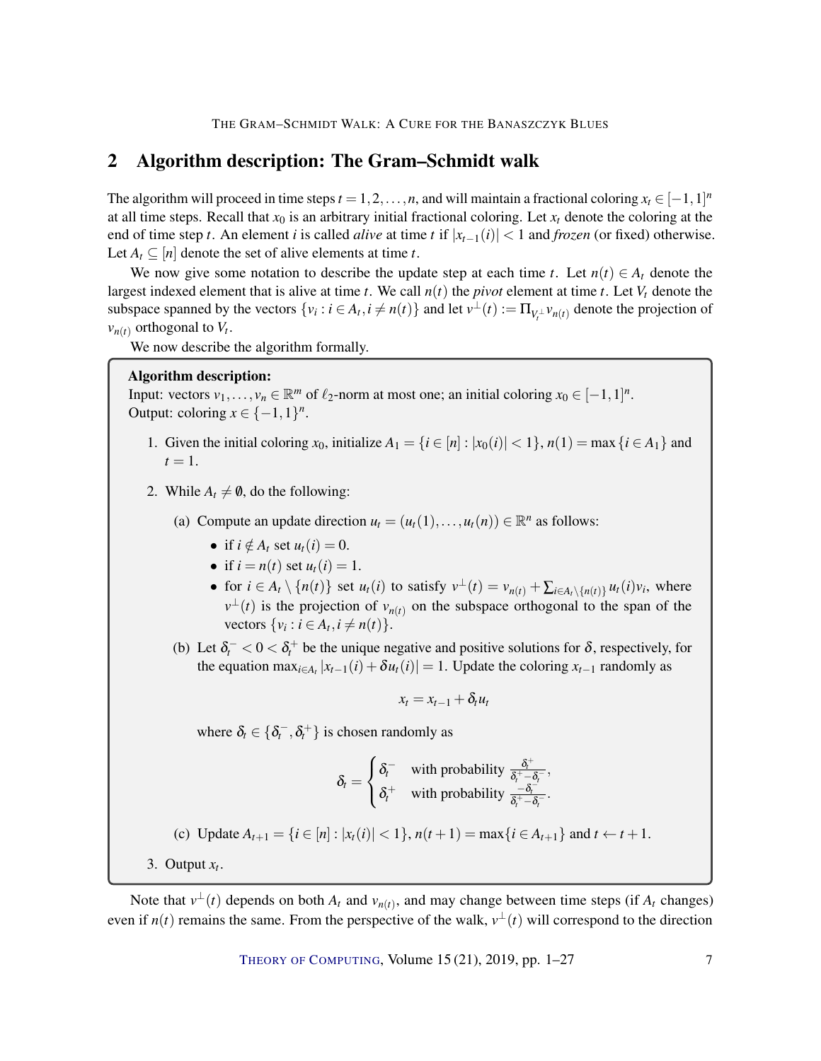## 2 Algorithm description: The Gram–Schmidt walk

The algorithm will proceed in time steps $t = 1, 2, \ldots, n$, and will maintain a fractional coloring $x_t \in [-1,1]^n$ at all time steps. Recall that $x_0$ is an arbitrary initial fractional coloring. Let $x_t$ denote the coloring at the end of time step $t$. An element $i$ is called *alive* at time $t$ if $|x_{t-1}(i)| < 1$ and *frozen* (or fixed) otherwise. Let $A_t \subseteq [n]$ denote the set of alive elements at time $t$.

We now give some notation to describe the update step at each time $t$. Let $n(t) \in A_t$ denote the largest indexed element that is alive at time $t$. We call $n(t)$ the *pivot* element at time $t$. Let $V_t$ denote the subspace spanned by the vectors $\{v_i : i \in A_t, i \neq n(t)\}$ and let $v^\perp(t) := \Pi_{V_t^\perp} v_{n(t)}$ denote the projection of $v_{n(t)}$ orthogonal to $V_t$.

We now describe the algorithm formally.

**Algorithm description:**
Input: vectors $v_1, \ldots, v_n \in \mathbb{R}^m$ of $\ell_2$-norm at most one; an initial coloring $x_0 \in [-1,1]^n$.
Output: coloring $x \in \{-1,1\}^n$.

1. Given the initial coloring $x_0$, initialize $A_1 = \{i \in [n] : |x_0(i)| < 1\}$, $n(1) = \max\{i \in A_1\}$ and $t = 1$.
2. While $A_t \neq \emptyset$, do the following:
   (a) Compute an update direction $u_t = (u_t(1), \ldots, u_t(n)) \in \mathbb{R}^n$ as follows:
   - if $i \notin A_t$ set $u_t(i) = 0$.
   - if $i = n(t)$ set $u_t(i) = 1$.
   - for $i \in A_t \setminus \{n(t)\}$ set $u_t(i)$ to satisfy $v^\perp(t) = v_{n(t)} + \sum_{i \in A_t \setminus \{n(t)\}} u_t(i) v_i$, where $v^\perp(t)$ is the projection of $v_{n(t)}$ on the subspace orthogonal to the span of the vectors $\{v_i : i \in A_t, i \neq n(t)\}$.

   (b) Let $\delta_t^- < 0 < \delta_t^+$ be the unique negative and positive solutions for $\delta$, respectively, for the equation $\max_{i \in A_t} |x_{t-1}(i) + \delta u_t(i)| = 1$. Update the coloring $x_{t-1}$ randomly as
   $$x_t = x_{t-1} + \delta_t u_t$$
   where $\delta_t \in \{\delta_t^-, \delta_t^+\}$ is chosen randomly as
   $$\delta_t = \begin{cases} \delta_t^- & \text{with probability } \frac{\delta_t^+}{\delta_t^+ - \delta_t^-}, \\ \delta_t^+ & \text{with probability } \frac{-\delta_t^-}{\delta_t^+ - \delta_t^-}. \end{cases}$$

   (c) Update $A_{t+1} = \{i \in [n] : |x_t(i)| < 1\}$, $n(t+1) = \max\{i \in A_{t+1}\}$ and $t \leftarrow t+1$.
3. Output $x_t$.

Note that $v^\perp(t)$ depends on both $A_t$ and $v_{n(t)}$, and may change between time steps (if $A_t$ changes) even if $n(t)$ remains the same. From the perspective of the walk, $v^\perp(t)$ will correspond to the direction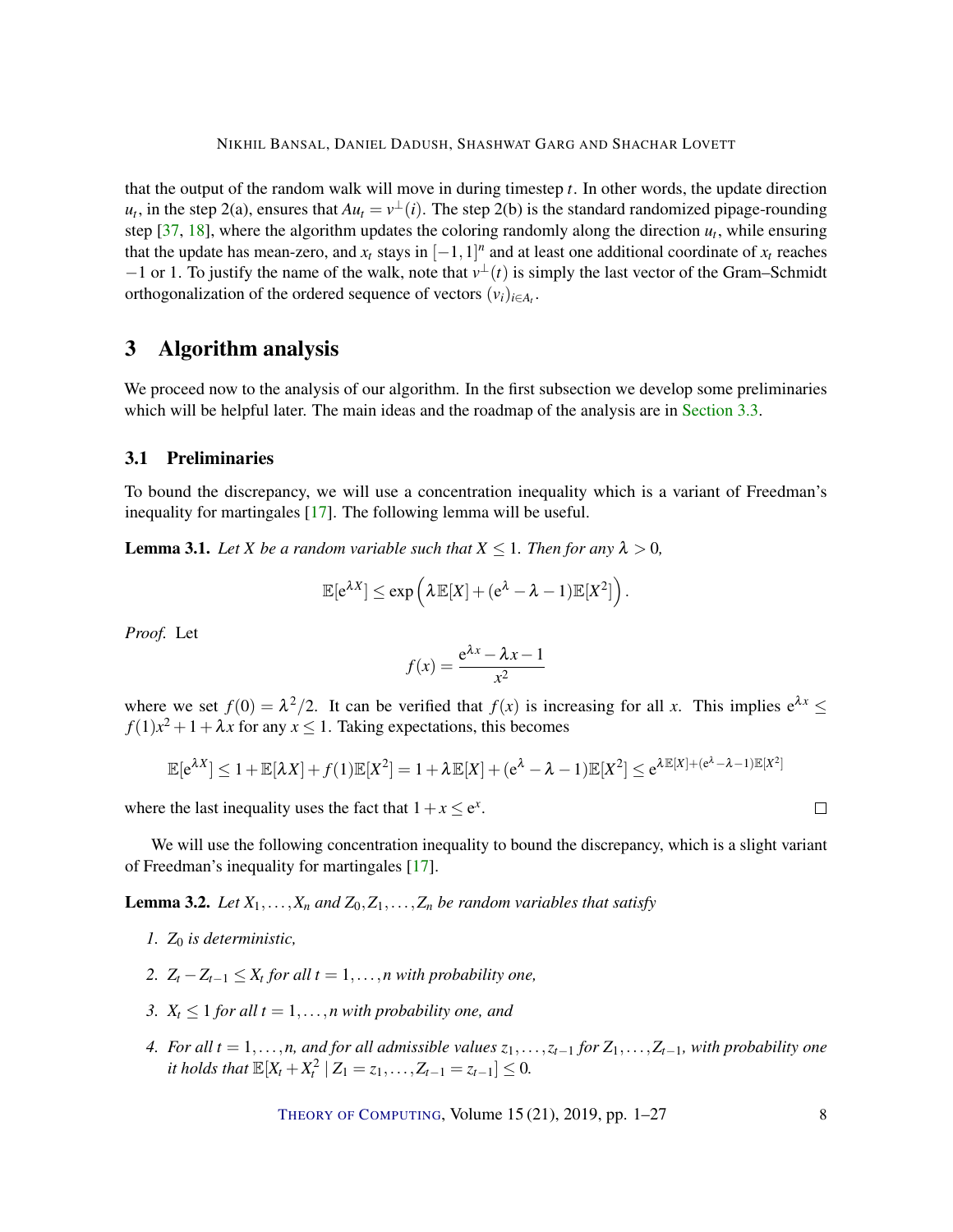that the output of the random walk will move in during timestep $t$. In other words, the update direction $u_t$, in the step 2(a), ensures that $Au_t = v^{\perp}(i)$. The step 2(b) is the standard randomized pipage-rounding step [37, 18], where the algorithm updates the coloring randomly along the direction $u_t$, while ensuring that the update has mean-zero, and $x_t$ stays in $[-1,1]^n$ and at least one additional coordinate of $x_t$ reaches $-1$ or 1. To justify the name of the walk, note that $v^{\perp}(t)$ is simply the last vector of the Gram–Schmidt orthogonalization of the ordered sequence of vectors $(v_i)_{i \in A_t}$.

## 3 Algorithm analysis

We proceed now to the analysis of our algorithm. In the first subsection we develop some preliminaries which will be helpful later. The main ideas and the roadmap of the analysis are in Section 3.3.

### 3.1 Preliminaries

To bound the discrepancy, we will use a concentration inequality which is a variant of Freedman's inequality for martingales [17]. The following lemma will be useful.

**Lemma 3.1.** *Let $X$ be a random variable such that $X \le 1$. Then for any $\lambda > 0$,*

$$\mathbb{E}[\mathrm{e}^{\lambda X}] \le \exp\left(\lambda \mathbb{E}[X] + (\mathrm{e}^{\lambda} - \lambda - 1)\mathbb{E}[X^2]\right).$$

*Proof.* Let

$$f(x) = \frac{\mathrm{e}^{\lambda x} - \lambda x - 1}{x^2}$$

where we set $f(0) = \lambda^2/2$. It can be verified that $f(x)$ is increasing for all $x$. This implies $\mathrm{e}^{\lambda x} \le f(1)x^2 + 1 + \lambda x$ for any $x \le 1$. Taking expectations, this becomes

$$\mathbb{E}[\mathrm{e}^{\lambda X}] \le 1 + \mathbb{E}[\lambda X] + f(1)\mathbb{E}[X^2] = 1 + \lambda \mathbb{E}[X] + (\mathrm{e}^{\lambda} - \lambda - 1)\mathbb{E}[X^2] \le \mathrm{e}^{\lambda \mathbb{E}[X] + (\mathrm{e}^{\lambda} - \lambda - 1)\mathbb{E}[X^2]}$$

where the last inequality uses the fact that $1 + x \le \mathrm{e}^x$. ∎

We will use the following concentration inequality to bound the discrepancy, which is a slight variant of Freedman's inequality for martingales [17].

**Lemma 3.2.** *Let $X_1, \dots, X_n$ and $Z_0, Z_1, \dots, Z_n$ be random variables that satisfy*

1. *$Z_0$ is deterministic,*
2. *$Z_t - Z_{t-1} \le X_t$ for all $t = 1, \dots, n$ with probability one,*
3. *$X_t \le 1$ for all $t = 1, \dots, n$ with probability one, and*
4. *For all $t = 1, \dots, n$, and for all admissible values $z_1, \dots, z_{t-1}$ for $Z_1, \dots, Z_{t-1}$, with probability one it holds that $\mathbb{E}[X_t + X_t^2 \mid Z_1 = z_1, \dots, Z_{t-1} = z_{t-1}] \le 0$.*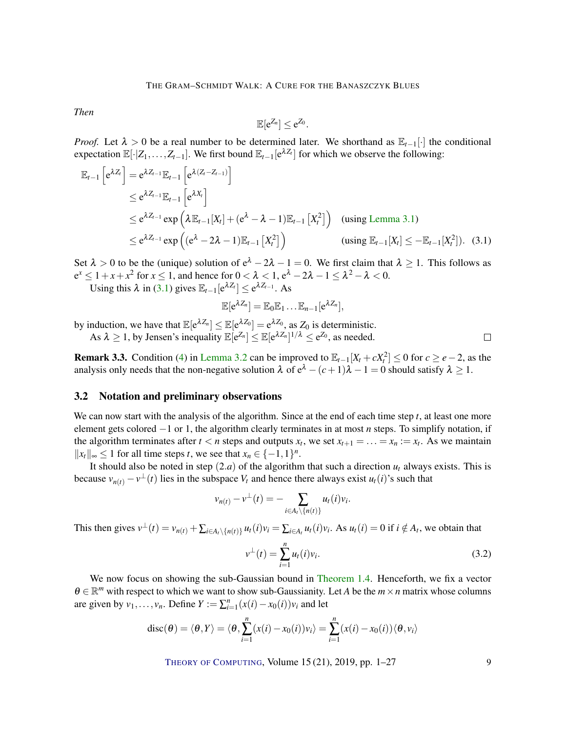*Then*

$$\mathbb{E}[e^{Z_n}] \le e^{Z_0}.$$

*Proof.* Let $\lambda > 0$ be a real number to be determined later. We shorthand as $\mathbb{E}_{t-1}[\cdot]$ the conditional expectation $\mathbb{E}[\cdot|Z_1,\dots,Z_{t-1}]$. We first bound $\mathbb{E}_{t-1}[e^{\lambda Z_t}]$ for which we observe the following:

$$\begin{aligned}
\mathbb{E}_{t-1}\left[e^{\lambda Z_t}\right] &= e^{\lambda Z_{t-1}}\mathbb{E}_{t-1}\left[e^{\lambda(Z_t - Z_{t-1})}\right] \\
&\le e^{\lambda Z_{t-1}}\mathbb{E}_{t-1}\left[e^{\lambda X_t}\right] \\
&\le e^{\lambda Z_{t-1}}\exp\left(\lambda \mathbb{E}_{t-1}[X_t] + (e^{\lambda} - \lambda - 1)\mathbb{E}_{t-1}\left[X_t^2\right]\right) \quad \text{(using Lemma 3.1)} \\
&\le e^{\lambda Z_{t-1}}\exp\left((e^{\lambda} - 2\lambda - 1)\mathbb{E}_{t-1}\left[X_t^2\right]\right) \quad \text{(using } \mathbb{E}_{t-1}[X_t] \le -\mathbb{E}_{t-1}[X_t^2]\text{)}. \quad (3.1)
\end{aligned}$$

Set $\lambda > 0$ to be the (unique) solution of $e^{\lambda} - 2\lambda - 1 = 0$. We first claim that $\lambda \ge 1$. This follows as $e^x \le 1 + x + x^2$ for $x \le 1$, and hence for $0 < \lambda < 1$, $e^{\lambda} - 2\lambda - 1 \le \lambda^2 - \lambda < 0$.

Using this $\lambda$ in (3.1) gives $\mathbb{E}_{t-1}[e^{\lambda Z_t}] \le e^{\lambda Z_{t-1}}$. As

$$\mathbb{E}[e^{\lambda Z_n}] = \mathbb{E}_0\mathbb{E}_1\dots\mathbb{E}_{n-1}[e^{\lambda Z_n}],$$

by induction, we have that $\mathbb{E}[e^{\lambda Z_n}] \le \mathbb{E}[e^{\lambda Z_0}] = e^{\lambda Z_0}$, as $Z_0$ is deterministic.

As $\lambda \ge 1$, by Jensen's inequality $\mathbb{E}[e^{Z_n}] \le \mathbb{E}[e^{\lambda Z_n}]^{1/\lambda} \le e^{Z_0}$, as needed. ∎

**Remark 3.3.** Condition (4) in Lemma 3.2 can be improved to $\mathbb{E}_{t-1}[X_t + cX_t^2] \le 0$ for $c \ge e - 2$, as the analysis only needs that the non-negative solution $\lambda$ of $e^{\lambda} - (c+1)\lambda - 1 = 0$ should satisfy $\lambda \ge 1$.

## 3.2 Notation and preliminary observations

We can now start with the analysis of the algorithm. Since at the end of each time step $t$, at least one more element gets colored $-1$ or $1$, the algorithm clearly terminates in at most $n$ steps. To simplify notation, if the algorithm terminates after $t < n$ steps and outputs $x_t$, we set $x_{t+1} = \ldots = x_n := x_t$. As we maintain $\|x_t\|_\infty \le 1$ for all time steps $t$, we see that $x_n \in \{-1,1\}^n$.

It should also be noted in step $(2.a)$ of the algorithm that such a direction $u_t$ always exists. This is because $v_{n(t)} - v^{\perp}(t)$ lies in the subspace $V_t$ and hence there always exist $u_t(i)$'s such that

$$v_{n(t)} - v^{\perp}(t) = -\sum_{i \in A_t \setminus \{n(t)\}} u_t(i) v_i.$$

This then gives $v^{\perp}(t) = v_{n(t)} + \sum_{i \in A_t \setminus \{n(t)\}} u_t(i) v_i = \sum_{i \in A_t} u_t(i) v_i$. As $u_t(i) = 0$ if $i \notin A_t$, we obtain that

$$v^{\perp}(t) = \sum_{i=1}^{n} u_t(i) v_i. \quad (3.2)$$

We now focus on showing the sub-Gaussian bound in Theorem 1.4. Henceforth, we fix a vector $\theta \in \mathbb{R}^m$ with respect to which we want to show sub-Gaussianity. Let $A$ be the $m \times n$ matrix whose columns are given by $v_1, \ldots, v_n$. Define $Y := \sum_{i=1}^{n} (x(i) - x_0(i)) v_i$ and let

$$\mathrm{disc}(\theta) = \langle \theta, Y \rangle = \langle \theta, \sum_{i=1}^{n} (x(i) - x_0(i)) v_i \rangle = \sum_{i=1}^{n} (x(i) - x_0(i)) \langle \theta, v_i \rangle$$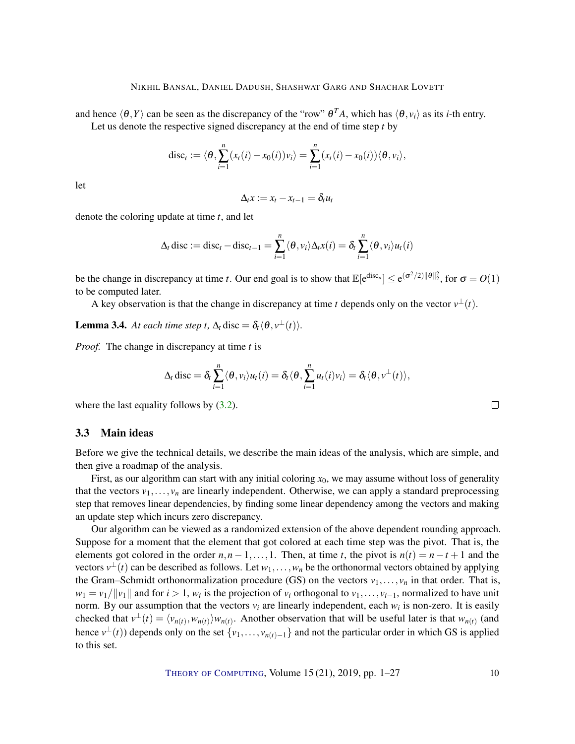and hence $\langle \theta, Y \rangle$ can be seen as the discrepancy of the "row" $\theta^T A$, which has $\langle \theta, v_i \rangle$ as its $i$-th entry.

Let us denote the respective signed discrepancy at the end of time step $t$ by

$$\mathrm{disc}_t := \langle \theta, \sum_{i=1}^{n} (x_t(i) - x_0(i)) v_i \rangle = \sum_{i=1}^{n} (x_t(i) - x_0(i)) \langle \theta, v_i \rangle,$$

let

$$\Delta_t x := x_t - x_{t-1} = \delta_t u_t$$

denote the coloring update at time $t$, and let

$$\Delta_t \,\mathrm{disc} := \mathrm{disc}_t - \mathrm{disc}_{t-1} = \sum_{i=1}^{n} \langle \theta, v_i \rangle \Delta_t x(i) = \delta_t \sum_{i=1}^{n} \langle \theta, v_i \rangle u_t(i)$$

be the change in discrepancy at time $t$. Our end goal is to show that $\mathbb{E}[\mathrm{e}^{\mathrm{disc}_n}] \leq \mathrm{e}^{(\sigma^2/2)\|\theta\|_2^2}$, for $\sigma = O(1)$ to be computed later.

A key observation is that the change in discrepancy at time $t$ depends only on the vector $v^{\perp}(t)$.

**Lemma 3.4.** *At each time step $t$, $\Delta_t \,\mathrm{disc} = \delta_t \langle \theta, v^{\perp}(t) \rangle$.*

*Proof.* The change in discrepancy at time $t$ is

$$\Delta_t \,\mathrm{disc} = \delta_t \sum_{i=1}^{n} \langle \theta, v_i \rangle u_t(i) = \delta_t \langle \theta, \sum_{i=1}^{n} u_t(i) v_i \rangle = \delta_t \langle \theta, v^{\perp}(t) \rangle,$$

where the last equality follows by (3.2). □

### 3.3 Main ideas

Before we give the technical details, we describe the main ideas of the analysis, which are simple, and then give a roadmap of the analysis.

First, as our algorithm can start with any initial coloring $x_0$, we may assume without loss of generality that the vectors $v_1, \ldots, v_n$ are linearly independent. Otherwise, we can apply a standard preprocessing step that removes linear dependencies, by finding some linear dependency among the vectors and making an update step which incurs zero discrepancy.

Our algorithm can be viewed as a randomized extension of the above dependent rounding approach. Suppose for a moment that the element that got colored at each time step was the pivot. That is, the elements got colored in the order $n, n-1, \ldots, 1$. Then, at time $t$, the pivot is $n(t) = n - t + 1$ and the vectors $v^{\perp}(t)$ can be described as follows. Let $w_1, \ldots, w_n$ be the orthonormal vectors obtained by applying the Gram–Schmidt orthonormalization procedure (GS) on the vectors $v_1, \ldots, v_n$ in that order. That is, $w_1 = v_1/\|v_1\|$ and for $i > 1$, $w_i$ is the projection of $v_i$ orthogonal to $v_1, \ldots, v_{i-1}$, normalized to have unit norm. By our assumption that the vectors $v_i$ are linearly independent, each $w_i$ is non-zero. It is easily checked that $v^{\perp}(t) = \langle v_{n(t)}, w_{n(t)} \rangle w_{n(t)}$. Another observation that will be useful later is that $w_{n(t)}$ (and hence $v^{\perp}(t)$) depends only on the set $\{v_1, \ldots, v_{n(t)-1}\}$ and not the particular order in which GS is applied to this set.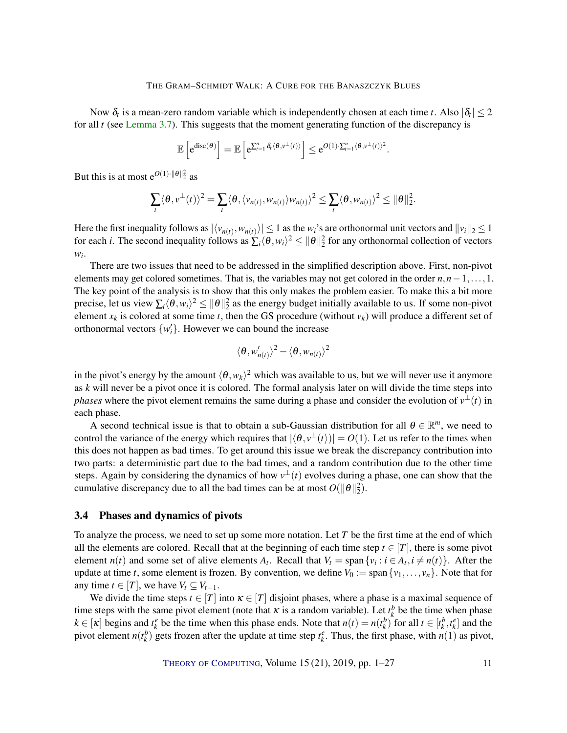Now $\delta_t$ is a mean-zero random variable which is independently chosen at each time $t$. Also $|\delta_t| \le 2$ for all $t$ (see Lemma 3.7). This suggests that the moment generating function of the discrepancy is

$$\mathbb{E}\left[\mathrm{e}^{\mathrm{disc}(\theta)}\right] = \mathbb{E}\left[\mathrm{e}^{\sum_{t=1}^{n} \delta_t \langle \theta, v^{\perp}(t)\rangle}\right] \le \mathrm{e}^{O(1)\cdot \sum_{t=1}^{n} \langle \theta, v^{\perp}(t)\rangle^2}.$$

But this is at most $\mathrm{e}^{O(1)\cdot\|\theta\|_2^2}$ as

$$\sum_t \langle \theta, v^{\perp}(t)\rangle^2 = \sum_t \langle \theta, \langle v_{n(t)}, w_{n(t)}\rangle w_{n(t)}\rangle^2 \le \sum_t \langle \theta, w_{n(t)}\rangle^2 \le \|\theta\|_2^2.$$

Here the first inequality follows as $|\langle v_{n(t)}, w_{n(t)}\rangle| \le 1$ as the $w_i$'s are orthonormal unit vectors and $\|v_i\|_2 \le 1$ for each $i$. The second inequality follows as $\sum_i \langle \theta, w_i\rangle^2 \le \|\theta\|_2^2$ for any orthonormal collection of vectors $w_i$.

There are two issues that need to be addressed in the simplified description above. First, non-pivot elements may get colored sometimes. That is, the variables may not get colored in the order $n, n-1, \ldots, 1$. The key point of the analysis is to show that this only makes the problem easier. To make this a bit more precise, let us view $\sum_i \langle \theta, w_i\rangle^2 \le \|\theta\|_2^2$ as the energy budget initially available to us. If some non-pivot element $x_k$ is colored at some time $t$, then the GS procedure (without $v_k$) will produce a different set of orthonormal vectors $\{w_i'\}$. However we can bound the increase

$$\langle \theta, w_{n(t)}'\rangle^2 - \langle \theta, w_{n(t)}\rangle^2$$

in the pivot's energy by the amount $\langle \theta, w_k\rangle^2$ which was available to us, but we will never use it anymore as $k$ will never be a pivot once it is colored. The formal analysis later on will divide the time steps into *phases* where the pivot element remains the same during a phase and consider the evolution of $v^{\perp}(t)$ in each phase.

A second technical issue is that to obtain a sub-Gaussian distribution for all $\theta \in \mathbb{R}^m$, we need to control the variance of the energy which requires that $|\langle \theta, v^{\perp}(t)\rangle| = O(1)$. Let us refer to the times when this does not happen as bad times. To get around this issue we break the discrepancy contribution into two parts: a deterministic part due to the bad times, and a random contribution due to the other time steps. Again by considering the dynamics of how $v^{\perp}(t)$ evolves during a phase, one can show that the cumulative discrepancy due to all the bad times can be at most $O(\|\theta\|_2^2)$.

### 3.4 Phases and dynamics of pivots

To analyze the process, we need to set up some more notation. Let $T$ be the first time at the end of which all the elements are colored. Recall that at the beginning of each time step $t \in [T]$, there is some pivot element $n(t)$ and some set of alive elements $A_t$. Recall that $V_t = \mathrm{span}\{v_i : i \in A_t, i \ne n(t)\}$. After the update at time $t$, some element is frozen. By convention, we define $V_0 := \mathrm{span}\{v_1, \ldots, v_n\}$. Note that for any time $t \in [T]$, we have $V_t \subseteq V_{t-1}$.

We divide the time steps $t \in [T]$ into $\kappa \in [T]$ disjoint phases, where a phase is a maximal sequence of time steps with the same pivot element (note that $\kappa$ is a random variable). Let $t_k^b$ be the time when phase $k \in [\kappa]$ begins and $t_k^e$ be the time when this phase ends. Note that $n(t) = n(t_k^b)$ for all $t \in [t_k^b, t_k^e]$ and the pivot element $n(t_k^b)$ gets frozen after the update at time step $t_k^e$. Thus, the first phase, with $n(1)$ as pivot,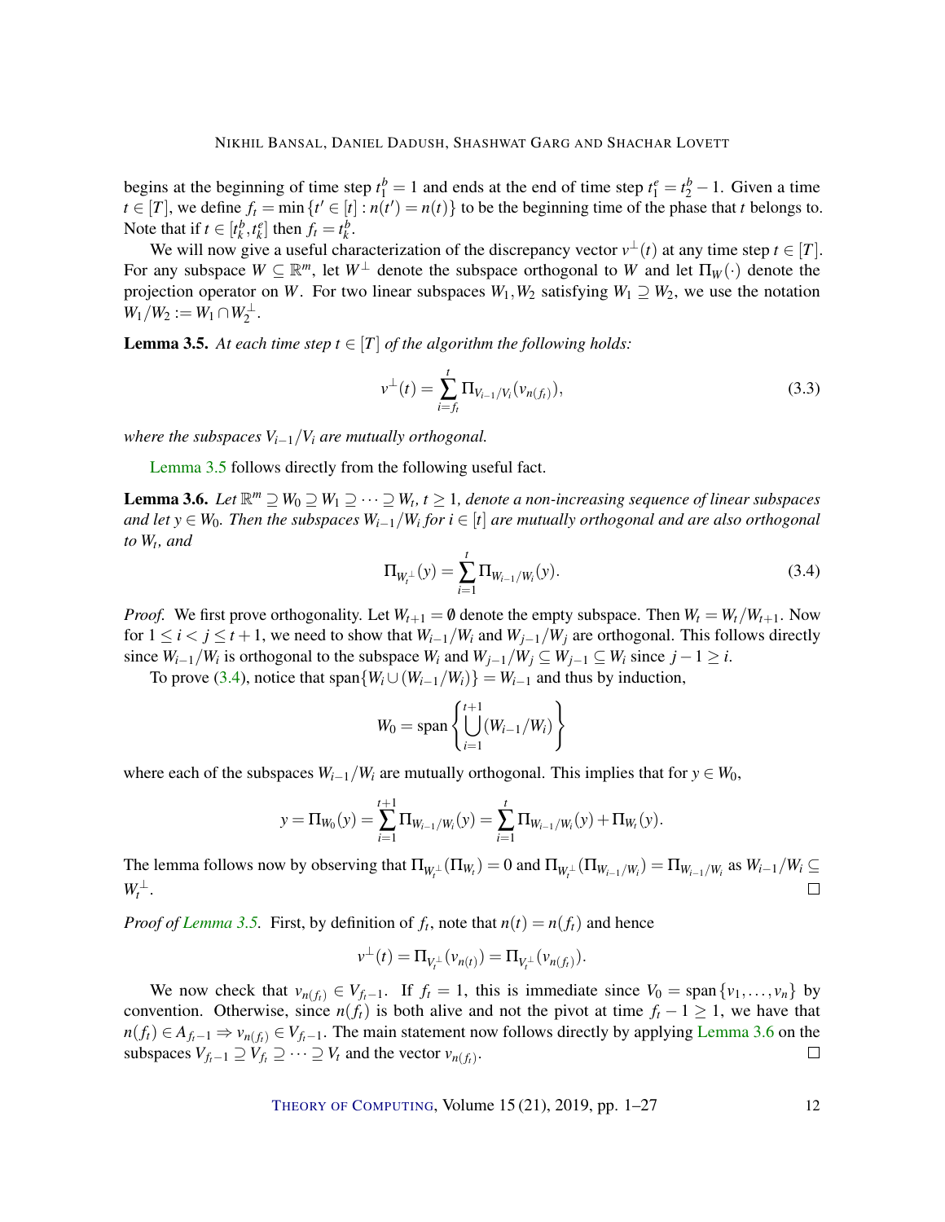begins at the beginning of time step $t_1^b = 1$ and ends at the end of time step $t_1^e = t_2^b - 1$. Given a time $t \in [T]$, we define $f_t = \min\{t' \in [t] : n(t') = n(t)\}$ to be the beginning time of the phase that $t$ belongs to. Note that if $t \in [t_k^b, t_k^e]$ then $f_t = t_k^b$.

We will now give a useful characterization of the discrepancy vector $v^\perp(t)$ at any time step $t \in [T]$. For any subspace $W \subseteq \mathbb{R}^m$, let $W^\perp$ denote the subspace orthogonal to $W$ and let $\Pi_W(\cdot)$ denote the projection operator on $W$. For two linear subspaces $W_1, W_2$ satisfying $W_1 \supseteq W_2$, we use the notation $W_1/W_2 := W_1 \cap W_2^\perp$.

**Lemma 3.5.** *At each time step $t \in [T]$ of the algorithm the following holds:*

$$v^\perp(t) = \sum_{i=f_t}^{t} \Pi_{V_{i-1}/V_i}(v_{n(f_t)}), \tag{3.3}$$

*where the subspaces $V_{i-1}/V_i$ are mutually orthogonal.*

Lemma 3.5 follows directly from the following useful fact.

**Lemma 3.6.** *Let $\mathbb{R}^m \supseteq W_0 \supseteq W_1 \supseteq \cdots \supseteq W_t$, $t \geq 1$, denote a non-increasing sequence of linear subspaces and let $y \in W_0$. Then the subspaces $W_{i-1}/W_i$ for $i \in [t]$ are mutually orthogonal and are also orthogonal to $W_t$, and*

$$\Pi_{W_t^\perp}(y) = \sum_{i=1}^{t} \Pi_{W_{i-1}/W_i}(y). \tag{3.4}$$

*Proof.* We first prove orthogonality. Let $W_{t+1} = \emptyset$ denote the empty subspace. Then $W_t = W_t/W_{t+1}$. Now for $1 \leq i < j \leq t+1$, we need to show that $W_{i-1}/W_i$ and $W_{j-1}/W_j$ are orthogonal. This follows directly since $W_{i-1}/W_i$ is orthogonal to the subspace $W_i$ and $W_{j-1}/W_j \subseteq W_{j-1} \subseteq W_i$ since $j-1 \geq i$.

To prove (3.4), notice that $\operatorname{span}\{W_i \cup (W_{i-1}/W_i)\} = W_{i-1}$ and thus by induction,

$$W_0 = \operatorname{span}\left\{\bigcup_{i=1}^{t+1}(W_{i-1}/W_i)\right\}$$

where each of the subspaces $W_{i-1}/W_i$ are mutually orthogonal. This implies that for $y \in W_0$,

$$y = \Pi_{W_0}(y) = \sum_{i=1}^{t+1} \Pi_{W_{i-1}/W_i}(y) = \sum_{i=1}^{t} \Pi_{W_{i-1}/W_i}(y) + \Pi_{W_t}(y).$$

The lemma follows now by observing that $\Pi_{W_t^\perp}(\Pi_{W_t}) = 0$ and $\Pi_{W_t^\perp}(\Pi_{W_{i-1}/W_i}) = \Pi_{W_{i-1}/W_i}$ as $W_{i-1}/W_i \subseteq W_t^\perp$. □

*Proof of Lemma 3.5.* First, by definition of $f_t$, note that $n(t) = n(f_t)$ and hence

$$v^\perp(t) = \Pi_{V_t^\perp}(v_{n(t)}) = \Pi_{V_t^\perp}(v_{n(f_t)}).$$

We now check that $v_{n(f_t)} \in V_{f_t - 1}$. If $f_t = 1$, this is immediate since $V_0 = \operatorname{span}\{v_1, \ldots, v_n\}$ by convention. Otherwise, since $n(f_t)$ is both alive and not the pivot at time $f_t - 1 \geq 1$, we have that $n(f_t) \in A_{f_t - 1} \Rightarrow v_{n(f_t)} \in V_{f_t - 1}$. The main statement now follows directly by applying Lemma 3.6 on the subspaces $V_{f_t - 1} \supseteq V_{f_t} \supseteq \cdots \supseteq V_t$ and the vector $v_{n(f_t)}$. □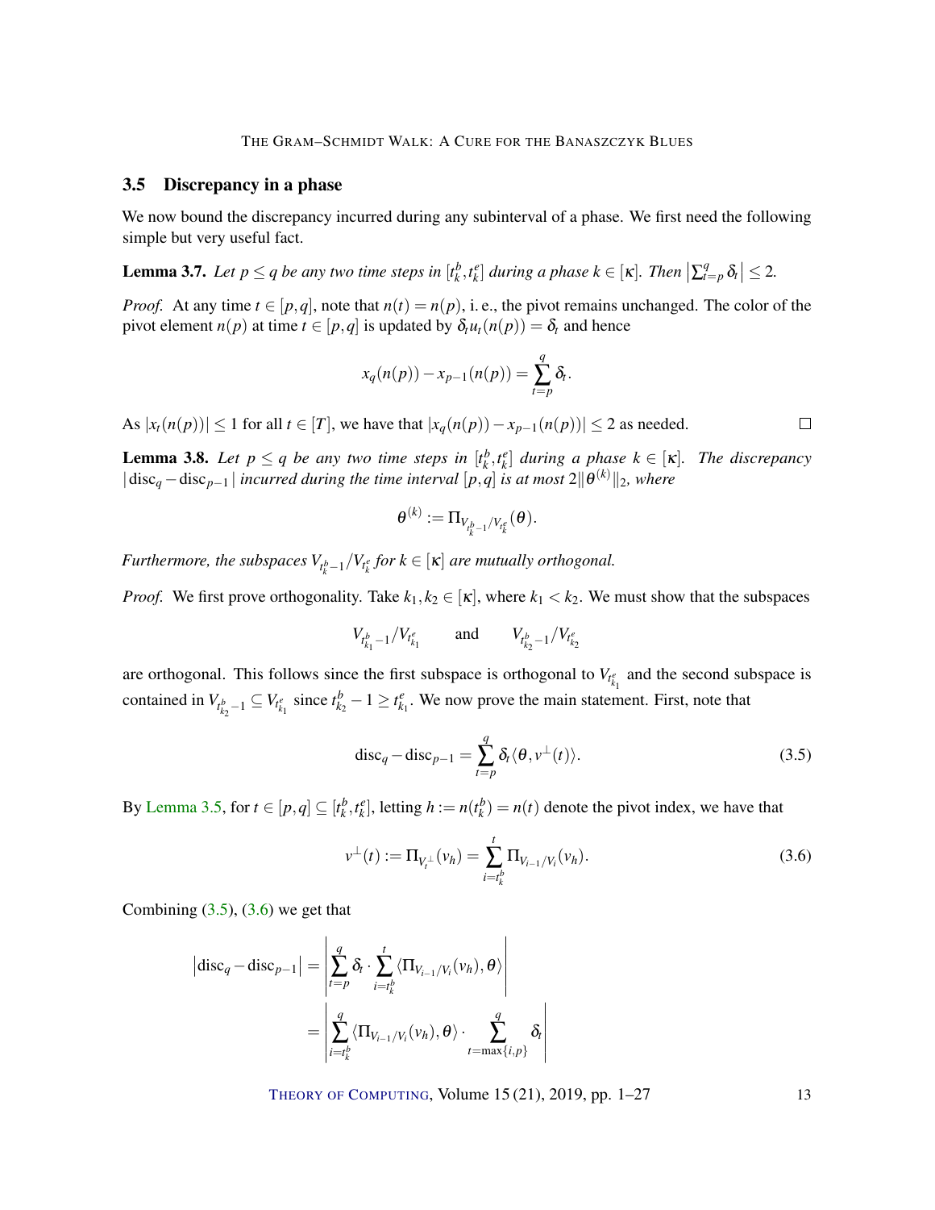### 3.5 Discrepancy in a phase

We now bound the discrepancy incurred during any subinterval of a phase. We first need the following simple but very useful fact.

**Lemma 3.7.** *Let $p \le q$ be any two time steps in $[t_k^b, t_k^e]$ during a phase $k \in [\kappa]$. Then $\left|\sum_{t=p}^{q} \delta_t\right| \le 2$.*

*Proof.* At any time $t \in [p,q]$, note that $n(t) = n(p)$, i. e., the pivot remains unchanged. The color of the pivot element $n(p)$ at time $t \in [p,q]$ is updated by $\delta_t u_t(n(p)) = \delta_t$ and hence

$$x_q(n(p)) - x_{p-1}(n(p)) = \sum_{t=p}^{q} \delta_t.$$

As $|x_t(n(p))| \le 1$ for all $t \in [T]$, we have that $|x_q(n(p)) - x_{p-1}(n(p))| \le 2$ as needed. □

**Lemma 3.8.** *Let $p \le q$ be any two time steps in $[t_k^b, t_k^e]$ during a phase $k \in [\kappa]$. The discrepancy $|\operatorname{disc}_q - \operatorname{disc}_{p-1}|$ incurred during the time interval $[p,q]$ is at most $2\|\theta^{(k)}\|_2$, where*

$$\theta^{(k)} := \Pi_{V_{t_k^b-1}/V_{t_k^e}}(\theta).$$

*Furthermore, the subspaces $V_{t_k^b-1}/V_{t_k^e}$ for $k \in [\kappa]$ are mutually orthogonal.*

*Proof.* We first prove orthogonality. Take $k_1, k_2 \in [\kappa]$, where $k_1 < k_2$. We must show that the subspaces

$$V_{t_{k_1}^b-1}/V_{t_{k_1}^e} \qquad \text{and} \qquad V_{t_{k_2}^b-1}/V_{t_{k_2}^e}$$

are orthogonal. This follows since the first subspace is orthogonal to $V_{t_{k_1}^e}$ and the second subspace is contained in $V_{t_{k_2}^b-1} \subseteq V_{t_{k_1}^e}$ since $t_{k_2}^b - 1 \ge t_{k_1}^e$. We now prove the main statement. First, note that

$$\operatorname{disc}_q - \operatorname{disc}_{p-1} = \sum_{t=p}^{q} \delta_t \langle \theta, v^\perp(t) \rangle. \tag{3.5}$$

By Lemma 3.5, for $t \in [p,q] \subseteq [t_k^b, t_k^e]$, letting $h := n(t_k^b) = n(t)$ denote the pivot index, we have that

$$v^\perp(t) := \Pi_{V_t^\perp}(v_h) = \sum_{i=t_k^b}^{t} \Pi_{V_{i-1}/V_i}(v_h). \tag{3.6}$$

Combining (3.5), (3.6) we get that

$$\begin{aligned}
\left|\operatorname{disc}_q - \operatorname{disc}_{p-1}\right| &= \left| \sum_{t=p}^{q} \delta_t \cdot \sum_{i=t_k^b}^{t} \langle \Pi_{V_{i-1}/V_i}(v_h), \theta \rangle \right| \\
&= \left| \sum_{i=t_k^b}^{q} \langle \Pi_{V_{i-1}/V_i}(v_h), \theta \rangle \cdot \sum_{t=\max\{i,p\}}^{q} \delta_t \right|
\end{aligned}$$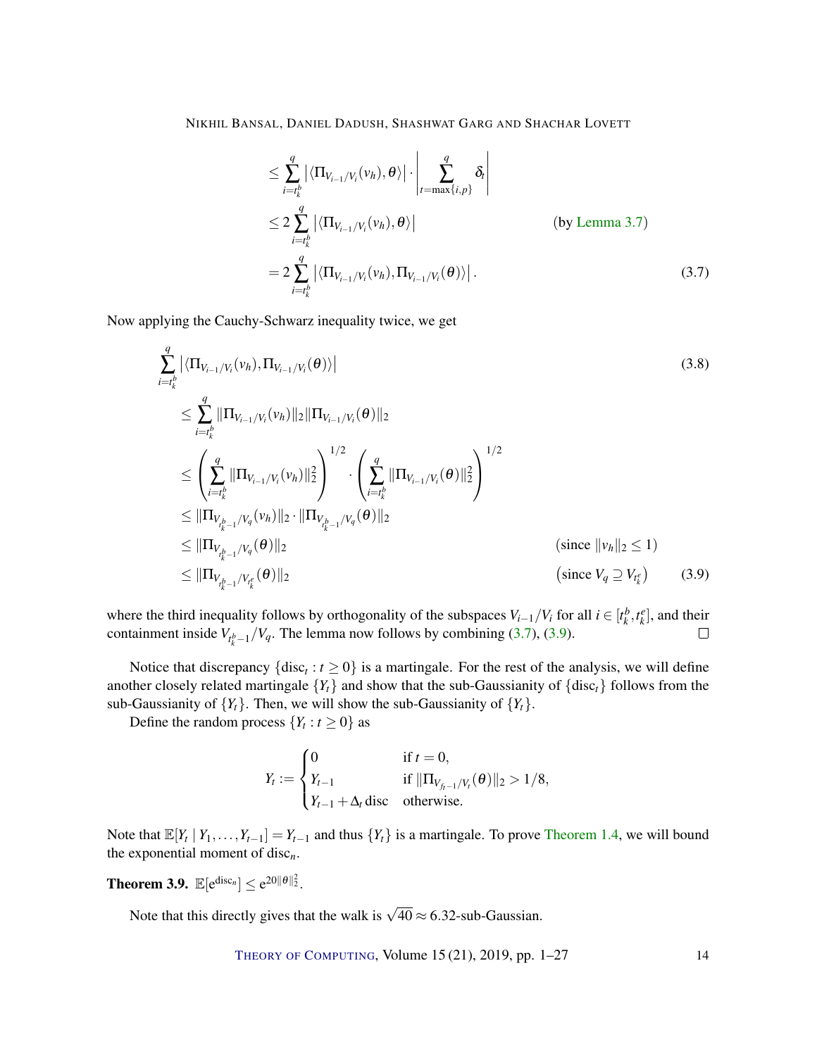$$
\begin{aligned}
&\leq \sum_{i=t_k^b}^{q} \left|\langle \Pi_{V_{i-1}/V_i}(v_h), \theta \rangle\right| \cdot \left| \sum_{t=\max\{i,p\}}^{q} \delta_t \right| \\
&\leq 2 \sum_{i=t_k^b}^{q} \left|\langle \Pi_{V_{i-1}/V_i}(v_h), \theta \rangle\right| \qquad \text{(by Lemma 3.7)} \\
&= 2 \sum_{i=t_k^b}^{q} \left|\langle \Pi_{V_{i-1}/V_i}(v_h), \Pi_{V_{i-1}/V_i}(\theta) \rangle\right|. \qquad (3.7)
\end{aligned}
$$

Now applying the Cauchy-Schwarz inequality twice, we get

$$
\begin{aligned}
&\sum_{i=t_k^b}^{q} \left|\langle \Pi_{V_{i-1}/V_i}(v_h), \Pi_{V_{i-1}/V_i}(\theta) \rangle\right| \qquad (3.8) \\
&\leq \sum_{i=t_k^b}^{q} \|\Pi_{V_{i-1}/V_i}(v_h)\|_2 \|\Pi_{V_{i-1}/V_i}(\theta)\|_2 \\
&\leq \left( \sum_{i=t_k^b}^{q} \|\Pi_{V_{i-1}/V_i}(v_h)\|_2^2 \right)^{1/2} \cdot \left( \sum_{i=t_k^b}^{q} \|\Pi_{V_{i-1}/V_i}(\theta)\|_2^2 \right)^{1/2} \\
&\leq \|\Pi_{V_{t_k^b-1}/V_q}(v_h)\|_2 \cdot \|\Pi_{V_{t_k^b-1}/V_q}(\theta)\|_2 \\
&\leq \|\Pi_{V_{t_k^b-1}/V_q}(\theta)\|_2 \qquad \text{(since } \|v_h\|_2 \leq 1\text{)} \\
&\leq \|\Pi_{V_{t_k^b-1}/V_{t_k^e}}(\theta)\|_2 \qquad \left(\text{since } V_q \supseteq V_{t_k^e}\right) \qquad (3.9)
\end{aligned}
$$

where the third inequality follows by orthogonality of the subspaces $V_{i-1}/V_i$ for all $i \in [t_k^b, t_k^e]$, and their containment inside $V_{t_k^b-1}/V_q$. The lemma now follows by combining (3.7), (3.9). $\square$

Notice that discrepancy $\{\mathrm{disc}_t : t \geq 0\}$ is a martingale. For the rest of the analysis, we will define another closely related martingale $\{Y_t\}$ and show that the sub-Gaussianity of $\{\mathrm{disc}_t\}$ follows from the sub-Gaussianity of $\{Y_t\}$. Then, we will show the sub-Gaussianity of $\{Y_t\}$.

Define the random process $\{Y_t : t \geq 0\}$ as

$$
Y_t := \begin{cases} 0 & \text{if } t = 0, \\ Y_{t-1} & \text{if } \|\Pi_{V_{f_t-1}/V_t}(\theta)\|_2 > 1/8, \\ Y_{t-1} + \Delta_t \,\mathrm{disc} & \text{otherwise.} \end{cases}
$$

Note that $\mathbb{E}[Y_t \mid Y_1, \ldots, Y_{t-1}] = Y_{t-1}$ and thus $\{Y_t\}$ is a martingale. To prove Theorem 1.4, we will bound the exponential moment of $\mathrm{disc}_n$.

**Theorem 3.9.** $\mathbb{E}[\mathrm{e}^{\mathrm{disc}_n}] \leq \mathrm{e}^{20\|\theta\|_2^2}$.

Note that this directly gives that the walk is $\sqrt{40} \approx 6.32$-sub-Gaussian.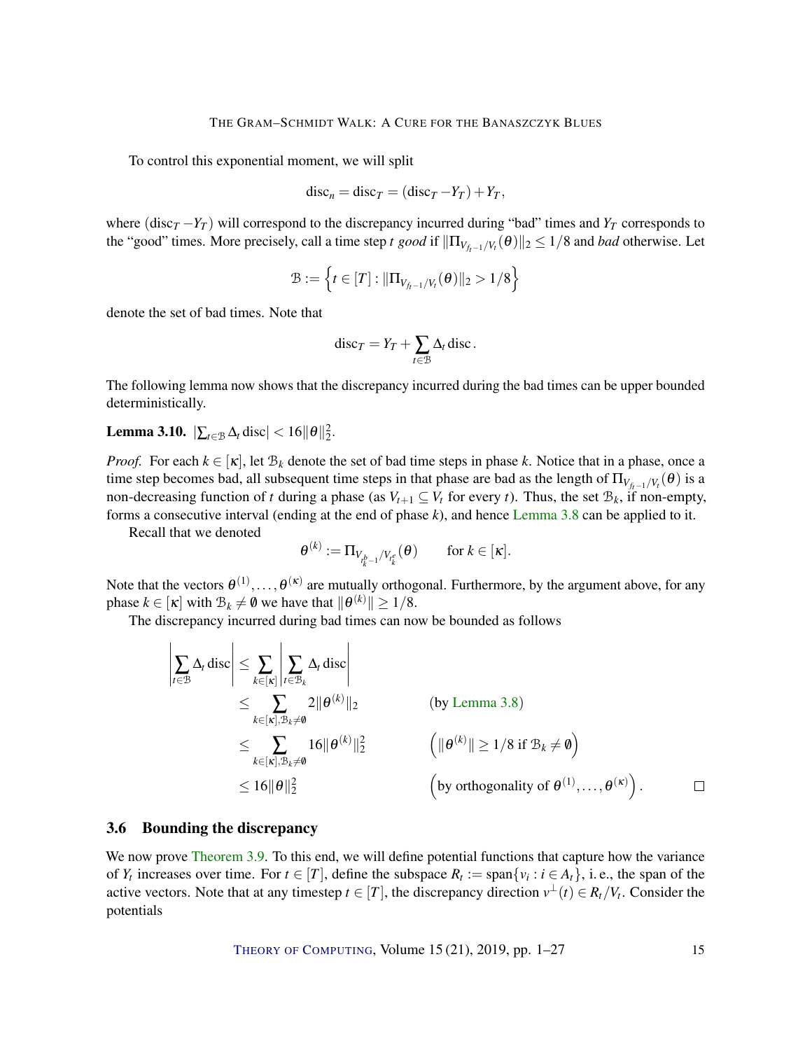To control this exponential moment, we will split

$$\mathrm{disc}_n = \mathrm{disc}_T = (\mathrm{disc}_T - Y_T) + Y_T,$$

where $(\mathrm{disc}_T - Y_T)$ will correspond to the discrepancy incurred during "bad" times and $Y_T$ corresponds to the "good" times. More precisely, call a time step $t$ *good* if $\|\Pi_{V_{f_t-1}/V_t}(\theta)\|_2 \le 1/8$ and *bad* otherwise. Let

$$\mathcal{B} := \left\{ t \in [T] : \|\Pi_{V_{f_t-1}/V_t}(\theta)\|_2 > 1/8 \right\}$$

denote the set of bad times. Note that

$$\mathrm{disc}_T = Y_T + \sum_{t \in \mathcal{B}} \Delta_t \, \mathrm{disc}\,.$$

The following lemma now shows that the discrepancy incurred during the bad times can be upper bounded deterministically.

**Lemma 3.10.** $|\sum_{t \in \mathcal{B}} \Delta_t \, \mathrm{disc}| < 16\|\theta\|_2^2$.

*Proof.* For each $k \in [\kappa]$, let $\mathcal{B}_k$ denote the set of bad time steps in phase $k$. Notice that in a phase, once a time step becomes bad, all subsequent time steps in that phase are bad as the length of $\Pi_{V_{f_t-1}/V_t}(\theta)$ is a non-decreasing function of $t$ during a phase (as $V_{t+1} \subseteq V_t$ for every $t$). Thus, the set $\mathcal{B}_k$, if non-empty, forms a consecutive interval (ending at the end of phase $k$), and hence Lemma 3.8 can be applied to it.

Recall that we denoted

$$\theta^{(k)} := \Pi_{V_{t_k^b - 1}/V_{t_k^e}}(\theta) \qquad \text{for } k \in [\kappa].$$

Note that the vectors $\theta^{(1)}, \ldots, \theta^{(\kappa)}$ are mutually orthogonal. Furthermore, by the argument above, for any phase $k \in [\kappa]$ with $\mathcal{B}_k \neq \emptyset$ we have that $\|\theta^{(k)}\| \ge 1/8$.

The discrepancy incurred during bad times can now be bounded as follows

$$\begin{aligned}
\left| \sum_{t \in \mathcal{B}} \Delta_t \, \mathrm{disc} \right| &\le \sum_{k \in [\kappa]} \left| \sum_{t \in \mathcal{B}_k} \Delta_t \, \mathrm{disc} \right| \\
&\le \sum_{k \in [\kappa], \mathcal{B}_k \neq \emptyset} 2\|\theta^{(k)}\|_2 && \text{(by Lemma 3.8)} \\
&\le \sum_{k \in [\kappa], \mathcal{B}_k \neq \emptyset} 16\|\theta^{(k)}\|_2^2 && \left( \|\theta^{(k)}\| \ge 1/8 \text{ if } \mathcal{B}_k \neq \emptyset \right) \\
&\le 16\|\theta\|_2^2 && \left( \text{by orthogonality of } \theta^{(1)}, \ldots, \theta^{(\kappa)} \right).
\end{aligned}$$

□

### 3.6 Bounding the discrepancy

We now prove Theorem 3.9. To this end, we will define potential functions that capture how the variance of $Y_t$ increases over time. For $t \in [T]$, define the subspace $R_t := \mathrm{span}\{v_i : i \in A_t\}$, i. e., the span of the active vectors. Note that at any timestep $t \in [T]$, the discrepancy direction $v^{\perp}(t) \in R_t/V_t$. Consider the potentials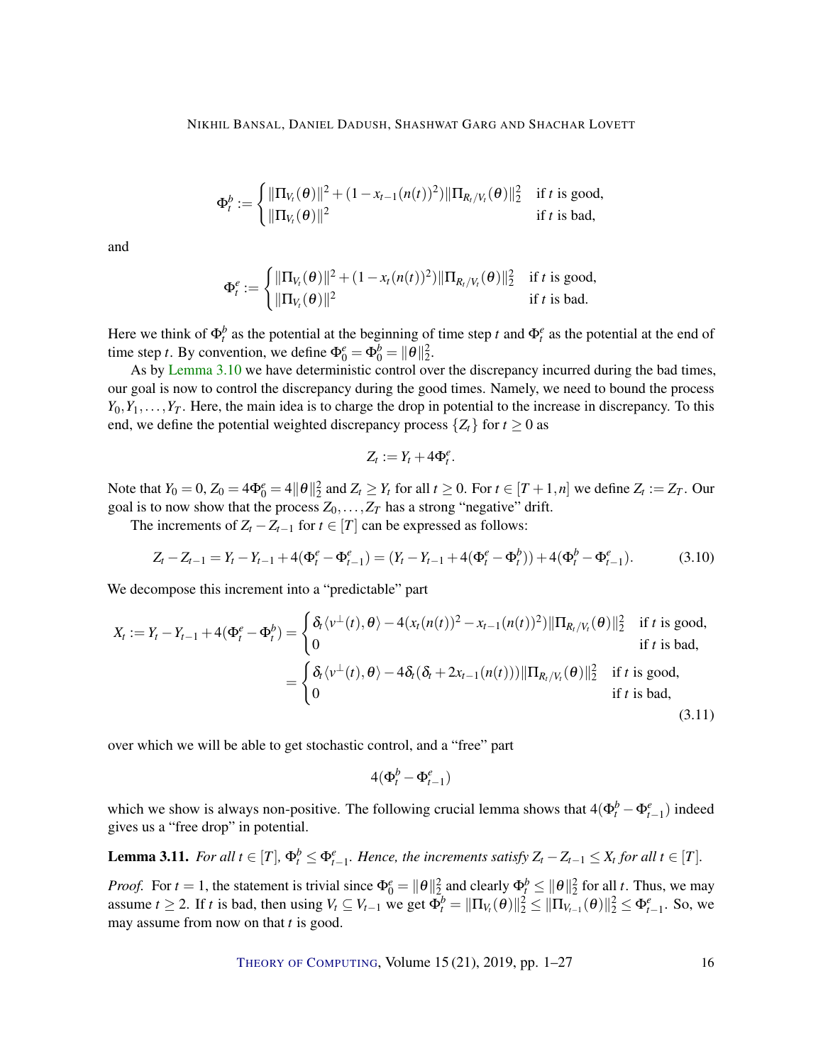$$\Phi_t^b := \begin{cases} \|\Pi_{V_t}(\theta)\|^2 + (1 - x_{t-1}(n(t))^2)\|\Pi_{R_t/V_t}(\theta)\|_2^2 & \text{if } t \text{ is good,} \\ \|\Pi_{V_t}(\theta)\|^2 & \text{if } t \text{ is bad,} \end{cases}$$

and

$$\Phi_t^e := \begin{cases} \|\Pi_{V_t}(\theta)\|^2 + (1 - x_t(n(t))^2)\|\Pi_{R_t/V_t}(\theta)\|_2^2 & \text{if } t \text{ is good,} \\ \|\Pi_{V_t}(\theta)\|^2 & \text{if } t \text{ is bad.} \end{cases}$$

Here we think of $\Phi_t^b$ as the potential at the beginning of time step $t$ and $\Phi_t^e$ as the potential at the end of time step $t$. By convention, we define $\Phi_0^e = \Phi_0^b = \|\theta\|_2^2$.

As by Lemma 3.10 we have deterministic control over the discrepancy incurred during the bad times, our goal is now to control the discrepancy during the good times. Namely, we need to bound the process $Y_0, Y_1, \ldots, Y_T$. Here, the main idea is to charge the drop in potential to the increase in discrepancy. To this end, we define the potential weighted discrepancy process $\{Z_t\}$ for $t \geq 0$ as

$$Z_t := Y_t + 4\Phi_t^e.$$

Note that $Y_0 = 0$, $Z_0 = 4\Phi_0^e = 4\|\theta\|_2^2$ and $Z_t \geq Y_t$ for all $t \geq 0$. For $t \in [T+1, n]$ we define $Z_t := Z_T$. Our goal is to now show that the process $Z_0, \ldots, Z_T$ has a strong "negative" drift.

The increments of $Z_t - Z_{t-1}$ for $t \in [T]$ can be expressed as follows:

$$Z_t - Z_{t-1} = Y_t - Y_{t-1} + 4(\Phi_t^e - \Phi_{t-1}^e) = (Y_t - Y_{t-1} + 4(\Phi_t^e - \Phi_t^b)) + 4(\Phi_t^b - \Phi_{t-1}^e). \tag{3.10}$$

We decompose this increment into a "predictable" part

$$\begin{aligned} X_t := Y_t - Y_{t-1} + 4(\Phi_t^e - \Phi_t^b) &= \begin{cases} \delta_t \langle v^\perp(t), \theta \rangle - 4(x_t(n(t))^2 - x_{t-1}(n(t))^2)\|\Pi_{R_t/V_t}(\theta)\|_2^2 & \text{if } t \text{ is good,} \\ 0 & \text{if } t \text{ is bad,} \end{cases} \\ &= \begin{cases} \delta_t \langle v^\perp(t), \theta \rangle - 4\delta_t(\delta_t + 2x_{t-1}(n(t)))\|\Pi_{R_t/V_t}(\theta)\|_2^2 & \text{if } t \text{ is good,} \\ 0 & \text{if } t \text{ is bad,} \end{cases} \end{aligned} \tag{3.11}$$

over which we will be able to get stochastic control, and a "free" part

$$4(\Phi_t^b - \Phi_{t-1}^e)$$

which we show is always non-positive. The following crucial lemma shows that $4(\Phi_t^b - \Phi_{t-1}^e)$ indeed gives us a "free drop" in potential.

**Lemma 3.11.** *For all $t \in [T]$, $\Phi_t^b \leq \Phi_{t-1}^e$. Hence, the increments satisfy $Z_t - Z_{t-1} \leq X_t$ for all $t \in [T]$.*

*Proof.* For $t = 1$, the statement is trivial since $\Phi_0^e = \|\theta\|_2^2$ and clearly $\Phi_t^b \leq \|\theta\|_2^2$ for all $t$. Thus, we may assume $t \geq 2$. If $t$ is bad, then using $V_t \subseteq V_{t-1}$ we get $\Phi_t^b = \|\Pi_{V_t}(\theta)\|_2^2 \leq \|\Pi_{V_{t-1}}(\theta)\|_2^2 \leq \Phi_{t-1}^e$. So, we may assume from now on that $t$ is good.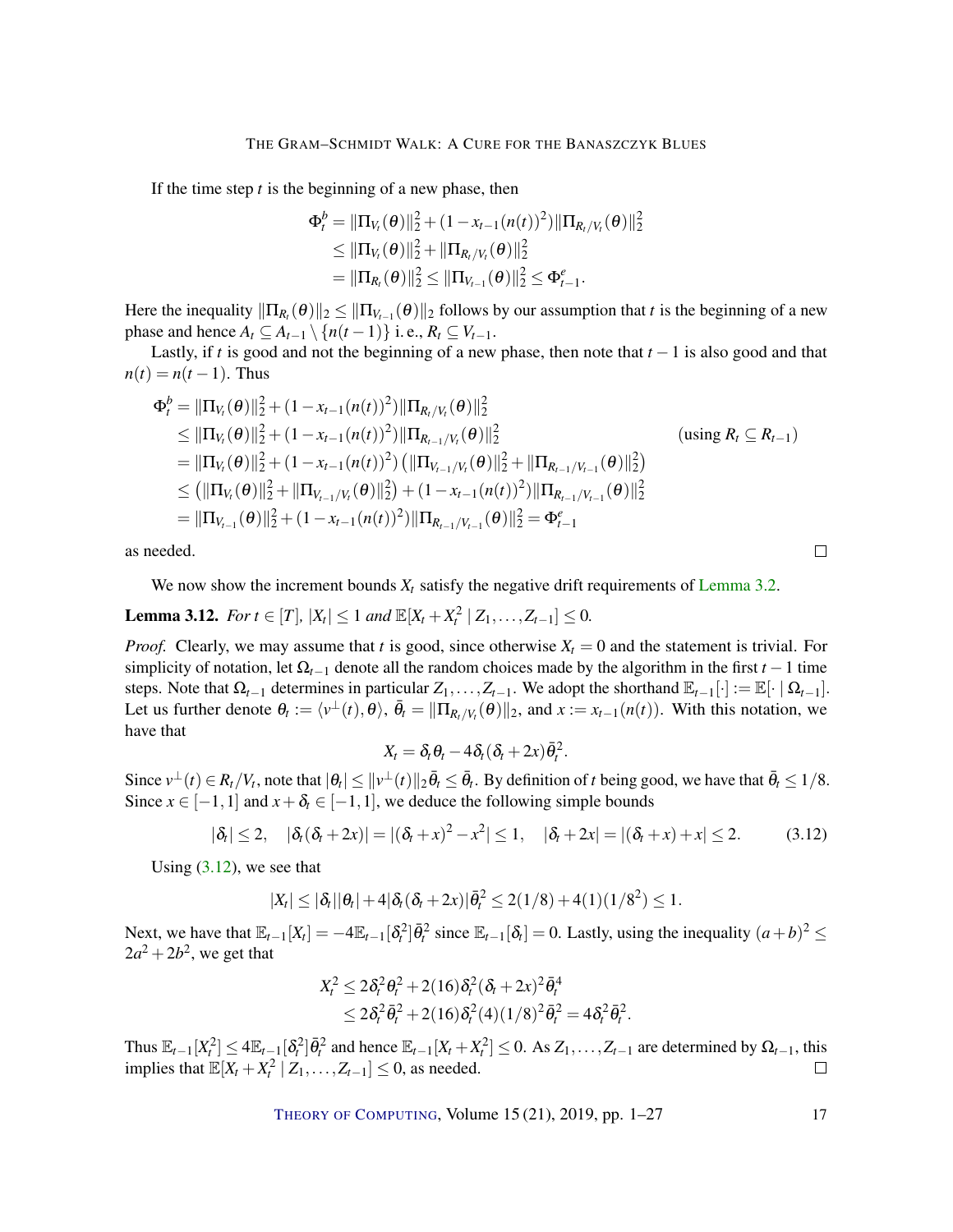If the time step $t$ is the beginning of a new phase, then

$$
\begin{aligned}
\Phi_t^b &= \|\Pi_{V_t}(\theta)\|_2^2 + (1 - x_{t-1}(n(t))^2)\|\Pi_{R_t/V_t}(\theta)\|_2^2 \\
&\leq \|\Pi_{V_t}(\theta)\|_2^2 + \|\Pi_{R_t/V_t}(\theta)\|_2^2 \\
&= \|\Pi_{R_t}(\theta)\|_2^2 \leq \|\Pi_{V_{t-1}}(\theta)\|_2^2 \leq \Phi_{t-1}^e.
\end{aligned}
$$

Here the inequality $\|\Pi_{R_t}(\theta)\|_2 \leq \|\Pi_{V_{t-1}}(\theta)\|_2$ follows by our assumption that $t$ is the beginning of a new phase and hence $A_t \subseteq A_{t-1} \setminus \{n(t-1)\}$ i. e., $R_t \subseteq V_{t-1}$.

Lastly, if $t$ is good and not the beginning of a new phase, then note that $t-1$ is also good and that $n(t) = n(t-1)$. Thus

$$
\begin{aligned}
\Phi_t^b &= \|\Pi_{V_t}(\theta)\|_2^2 + (1 - x_{t-1}(n(t))^2)\|\Pi_{R_t/V_t}(\theta)\|_2^2 \\
&\leq \|\Pi_{V_t}(\theta)\|_2^2 + (1 - x_{t-1}(n(t))^2)\|\Pi_{R_{t-1}/V_t}(\theta)\|_2^2 && \text{(using } R_t \subseteq R_{t-1}\text{)} \\
&= \|\Pi_{V_t}(\theta)\|_2^2 + (1 - x_{t-1}(n(t))^2)\left(\|\Pi_{V_{t-1}/V_t}(\theta)\|_2^2 + \|\Pi_{R_{t-1}/V_{t-1}}(\theta)\|_2^2\right) \\
&\leq \left(\|\Pi_{V_t}(\theta)\|_2^2 + \|\Pi_{V_{t-1}/V_t}(\theta)\|_2^2\right) + (1 - x_{t-1}(n(t))^2)\|\Pi_{R_{t-1}/V_{t-1}}(\theta)\|_2^2 \\
&= \|\Pi_{V_{t-1}}(\theta)\|_2^2 + (1 - x_{t-1}(n(t))^2)\|\Pi_{R_{t-1}/V_{t-1}}(\theta)\|_2^2 = \Phi_{t-1}^e
\end{aligned}
$$

as needed. $\square$

We now show the increment bounds $X_t$ satisfy the negative drift requirements of Lemma 3.2.

**Lemma 3.12.** *For $t \in [T]$, $|X_t| \leq 1$ and $\mathbb{E}[X_t + X_t^2 \mid Z_1, \ldots, Z_{t-1}] \leq 0$.*

*Proof.* Clearly, we may assume that $t$ is good, since otherwise $X_t = 0$ and the statement is trivial. For simplicity of notation, let $\Omega_{t-1}$ denote all the random choices made by the algorithm in the first $t-1$ time steps. Note that $\Omega_{t-1}$ determines in particular $Z_1, \ldots, Z_{t-1}$. We adopt the shorthand $\mathbb{E}_{t-1}[\cdot] := \mathbb{E}[\cdot \mid \Omega_{t-1}]$. Let us further denote $\theta_t := \langle v^\perp(t), \theta \rangle$, $\bar{\theta}_t = \|\Pi_{R_t/V_t}(\theta)\|_2$, and $x := x_{t-1}(n(t))$. With this notation, we have that

$$
X_t = \delta_t \theta_t - 4\delta_t(\delta_t + 2x)\bar{\theta}_t^2.
$$

Since $v^\perp(t) \in R_t/V_t$, note that $|\theta_t| \leq \|v^\perp(t)\|_2 \bar{\theta}_t \leq \bar{\theta}_t$. By definition of $t$ being good, we have that $\bar{\theta}_t \leq 1/8$. Since $x \in [-1, 1]$ and $x + \delta_t \in [-1, 1]$, we deduce the following simple bounds

$$
|\delta_t| \leq 2, \quad |\delta_t(\delta_t + 2x)| = |(\delta_t + x)^2 - x^2| \leq 1, \quad |\delta_t + 2x| = |(\delta_t + x) + x| \leq 2. \tag{3.12}
$$

Using (3.12), we see that

$$
|X_t| \leq |\delta_t||\theta_t| + 4|\delta_t(\delta_t + 2x)|\bar{\theta}_t^2 \leq 2(1/8) + 4(1)(1/8^2) \leq 1.
$$

Next, we have that $\mathbb{E}_{t-1}[X_t] = -4\mathbb{E}_{t-1}[\delta_t^2]\bar{\theta}_t^2$ since $\mathbb{E}_{t-1}[\delta_t] = 0$. Lastly, using the inequality $(a+b)^2 \leq 2a^2 + 2b^2$, we get that

$$
\begin{aligned}
X_t^2 &\leq 2\delta_t^2\theta_t^2 + 2(16)\delta_t^2(\delta_t + 2x)^2\bar{\theta}_t^4 \\
&\leq 2\delta_t^2\bar{\theta}_t^2 + 2(16)\delta_t^2(4)(1/8)^2\bar{\theta}_t^2 = 4\delta_t^2\bar{\theta}_t^2.
\end{aligned}
$$

Thus $\mathbb{E}_{t-1}[X_t^2] \leq 4\mathbb{E}_{t-1}[\delta_t^2]\bar{\theta}_t^2$ and hence $\mathbb{E}_{t-1}[X_t + X_t^2] \leq 0$. As $Z_1, \ldots, Z_{t-1}$ are determined by $\Omega_{t-1}$, this implies that $\mathbb{E}[X_t + X_t^2 \mid Z_1, \ldots, Z_{t-1}] \leq 0$, as needed. $\square$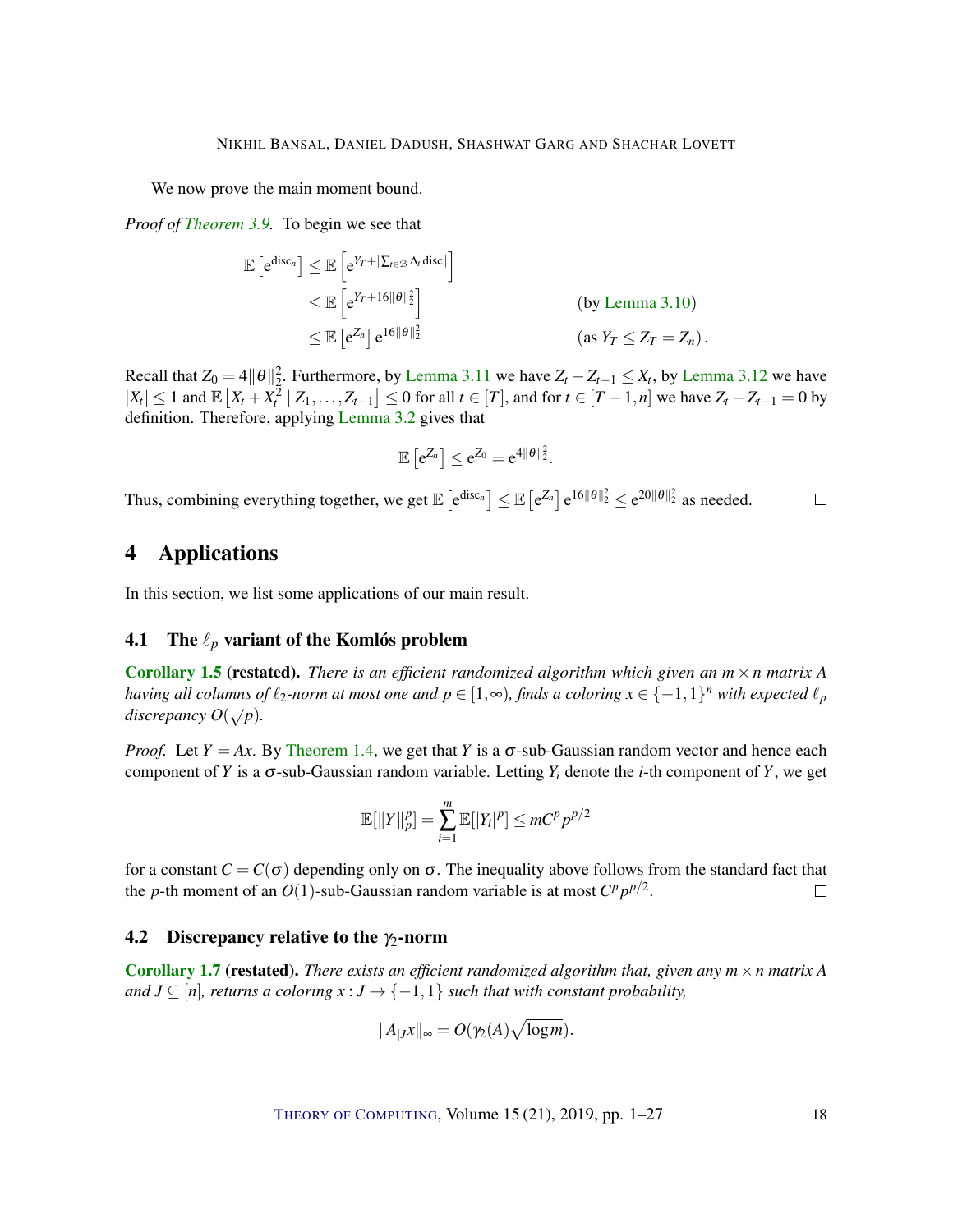We now prove the main moment bound.

*Proof of Theorem 3.9.* To begin we see that

$$
\begin{aligned}
\mathbb{E}\left[\mathrm{e}^{\mathrm{disc}_n}\right] &\leq \mathbb{E}\left[\mathrm{e}^{Y_T + |\sum_{t\in\mathcal{B}} \Delta_t \mathrm{disc}|}\right] \\
&\leq \mathbb{E}\left[\mathrm{e}^{Y_T + 16\|\theta\|_2^2}\right] && \text{(by Lemma 3.10)} \\
&\leq \mathbb{E}\left[\mathrm{e}^{Z_n}\right] \mathrm{e}^{16\|\theta\|_2^2} && \text{(as } Y_T \leq Z_T = Z_n\text{)}\,.
\end{aligned}
$$

Recall that $Z_0 = 4\|\theta\|_2^2$. Furthermore, by Lemma 3.11 we have $Z_t - Z_{t-1} \leq X_t$, by Lemma 3.12 we have $|X_t| \leq 1$ and $\mathbb{E}\left[X_t + X_t^2 \mid Z_1, \ldots, Z_{t-1}\right] \leq 0$ for all $t \in [T]$, and for $t \in [T+1, n]$ we have $Z_t - Z_{t-1} = 0$ by definition. Therefore, applying Lemma 3.2 gives that

$$
\mathbb{E}\left[\mathrm{e}^{Z_n}\right] \leq \mathrm{e}^{Z_0} = \mathrm{e}^{4\|\theta\|_2^2}.
$$

Thus, combining everything together, we get $\mathbb{E}\left[\mathrm{e}^{\mathrm{disc}_n}\right] \leq \mathbb{E}\left[\mathrm{e}^{Z_n}\right] \mathrm{e}^{16\|\theta\|_2^2} \leq \mathrm{e}^{20\|\theta\|_2^2}$ as needed. □

# 4 Applications

In this section, we list some applications of our main result.

## 4.1 The $\ell_p$ variant of the Komlós problem

**Corollary 1.5 (restated).** *There is an efficient randomized algorithm which given an $m \times n$ matrix $A$ having all columns of $\ell_2$-norm at most one and $p \in [1, \infty)$, finds a coloring $x \in \{-1, 1\}^n$ with expected $\ell_p$ discrepancy $O(\sqrt{p})$.*

*Proof.* Let $Y = Ax$. By Theorem 1.4, we get that $Y$ is a $\sigma$-sub-Gaussian random vector and hence each component of $Y$ is a $\sigma$-sub-Gaussian random variable. Letting $Y_i$ denote the $i$-th component of $Y$, we get

$$
\mathbb{E}[\|Y\|_p^p] = \sum_{i=1}^{m} \mathbb{E}[|Y_i|^p] \leq mC^p p^{p/2}
$$

for a constant $C = C(\sigma)$ depending only on $\sigma$. The inequality above follows from the standard fact that the $p$-th moment of an $O(1)$-sub-Gaussian random variable is at most $C^p p^{p/2}$. □

## 4.2 Discrepancy relative to the $\gamma_2$-norm

**Corollary 1.7 (restated).** *There exists an efficient randomized algorithm that, given any $m \times n$ matrix $A$ and $J \subseteq [n]$, returns a coloring $x : J \to \{-1, 1\}$ such that with constant probability,*

$$
\|A_{|J}x\|_\infty = O(\gamma_2(A)\sqrt{\log m}).
$$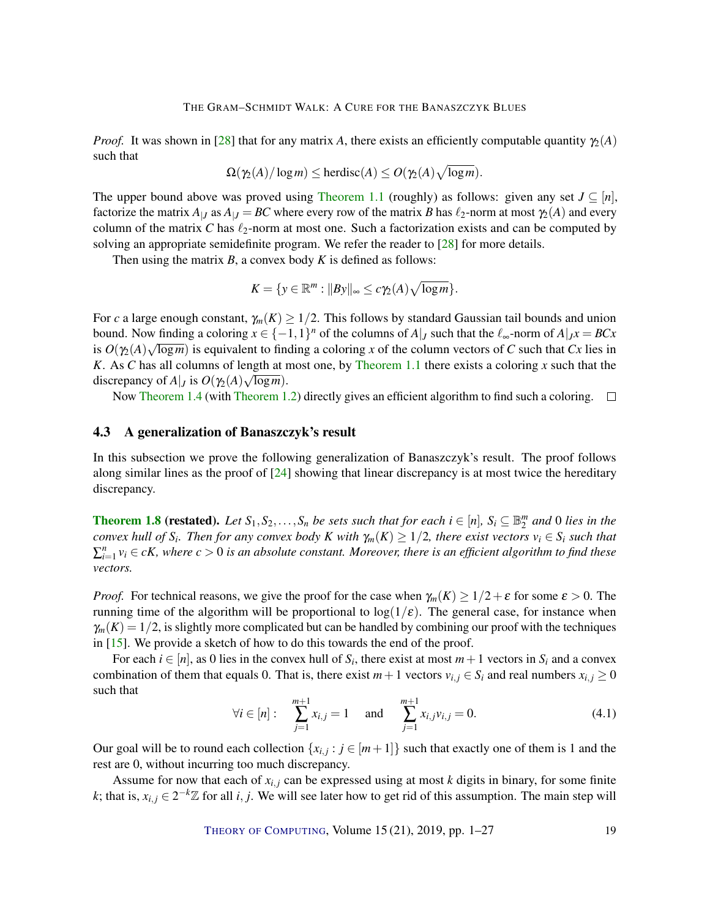*Proof.* It was shown in [28] that for any matrix $A$, there exists an efficiently computable quantity $\gamma_2(A)$ such that

$$\Omega(\gamma_2(A)/\log m) \le \text{herdisc}(A) \le O(\gamma_2(A)\sqrt{\log m}).$$

The upper bound above was proved using Theorem 1.1 (roughly) as follows: given any set $J \subseteq [n]$, factorize the matrix $A_{|J}$ as $A_{|J} = BC$ where every row of the matrix $B$ has $\ell_2$-norm at most $\gamma_2(A)$ and every column of the matrix $C$ has $\ell_2$-norm at most one. Such a factorization exists and can be computed by solving an appropriate semidefinite program. We refer the reader to [28] for more details.

Then using the matrix $B$, a convex body $K$ is defined as follows:

$$K = \{y \in \mathbb{R}^m : \|By\|_\infty \le c\gamma_2(A)\sqrt{\log m}\}.$$

For $c$ a large enough constant, $\gamma_m(K) \ge 1/2$. This follows by standard Gaussian tail bounds and union bound. Now finding a coloring $x \in \{-1,1\}^n$ of the columns of $A|_J$ such that the $\ell_\infty$-norm of $A|_J x = BCx$ is $O(\gamma_2(A)\sqrt{\log m})$ is equivalent to finding a coloring $x$ of the column vectors of $C$ such that $Cx$ lies in $K$. As $C$ has all columns of length at most one, by Theorem 1.1 there exists a coloring $x$ such that the discrepancy of $A|_J$ is $O(\gamma_2(A)\sqrt{\log m})$.

Now Theorem 1.4 (with Theorem 1.2) directly gives an efficient algorithm to find such a coloring. $\square$

### 4.3 A generalization of Banaszczyk's result

In this subsection we prove the following generalization of Banaszczyk's result. The proof follows along similar lines as the proof of [24] showing that linear discrepancy is at most twice the hereditary discrepancy.

**Theorem 1.8 (restated).** *Let $S_1, S_2, \ldots, S_n$ be sets such that for each $i \in [n]$, $S_i \subseteq \mathbb{B}_2^m$ and 0 lies in the convex hull of $S_i$. Then for any convex body $K$ with $\gamma_m(K) \ge 1/2$, there exist vectors $v_i \in S_i$ such that $\sum_{i=1}^n v_i \in cK$, where $c > 0$ is an absolute constant. Moreover, there is an efficient algorithm to find these vectors.*

*Proof.* For technical reasons, we give the proof for the case when $\gamma_m(K) \ge 1/2 + \varepsilon$ for some $\varepsilon > 0$. The running time of the algorithm will be proportional to $\log(1/\varepsilon)$. The general case, for instance when $\gamma_m(K) = 1/2$, is slightly more complicated but can be handled by combining our proof with the techniques in [15]. We provide a sketch of how to do this towards the end of the proof.

For each $i \in [n]$, as 0 lies in the convex hull of $S_i$, there exist at most $m+1$ vectors in $S_i$ and a convex combination of them that equals 0. That is, there exist $m+1$ vectors $v_{i,j} \in S_i$ and real numbers $x_{i,j} \ge 0$ such that

$$\forall i \in [n]: \quad \sum_{j=1}^{m+1} x_{i,j} = 1 \quad \text{and} \quad \sum_{j=1}^{m+1} x_{i,j} v_{i,j} = 0. \tag{4.1}$$

Our goal will be to round each collection $\{x_{i,j} : j \in [m+1]\}$ such that exactly one of them is 1 and the rest are 0, without incurring too much discrepancy.

Assume for now that each of $x_{i,j}$ can be expressed using at most $k$ digits in binary, for some finite $k$; that is, $x_{i,j} \in 2^{-k}\mathbb{Z}$ for all $i, j$. We will see later how to get rid of this assumption. The main step will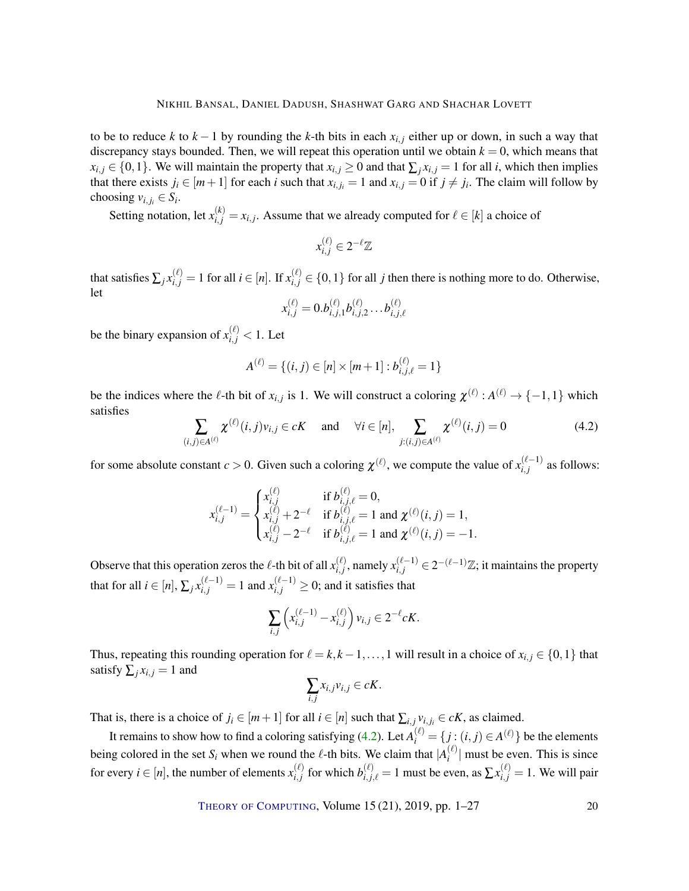to be to reduce $k$ to $k-1$ by rounding the $k$-th bits in each $x_{i,j}$ either up or down, in such a way that discrepancy stays bounded. Then, we will repeat this operation until we obtain $k=0$, which means that $x_{i,j} \in \{0,1\}$. We will maintain the property that $x_{i,j} \geq 0$ and that $\sum_j x_{i,j} = 1$ for all $i$, which then implies that there exists $j_i \in [m+1]$ for each $i$ such that $x_{i,j_i} = 1$ and $x_{i,j} = 0$ if $j \neq j_i$. The claim will follow by choosing $v_{i,j_i} \in S_i$.

Setting notation, let $x^{(k)}_{i,j} = x_{i,j}$. Assume that we already computed for $\ell \in [k]$ a choice of

$$x^{(\ell)}_{i,j} \in 2^{-\ell}\mathbb{Z}$$

that satisfies $\sum_j x^{(\ell)}_{i,j} = 1$ for all $i \in [n]$. If $x^{(\ell)}_{i,j} \in \{0,1\}$ for all $j$ then there is nothing more to do. Otherwise, let

$$x^{(\ell)}_{i,j} = 0.b^{(\ell)}_{i,j,1} b^{(\ell)}_{i,j,2} \ldots b^{(\ell)}_{i,j,\ell}$$

be the binary expansion of $x^{(\ell)}_{i,j} < 1$. Let

$$A^{(\ell)} = \{(i,j) \in [n] \times [m+1] : b^{(\ell)}_{i,j,\ell} = 1\}$$

be the indices where the $\ell$-th bit of $x_{i,j}$ is 1. We will construct a coloring $\chi^{(\ell)} : A^{(\ell)} \to \{-1,1\}$ which satisfies

$$\sum_{(i,j) \in A^{(\ell)}} \chi^{(\ell)}(i,j) v_{i,j} \in cK \quad \text{and} \quad \forall i \in [n], \sum_{j:(i,j) \in A^{(\ell)}} \chi^{(\ell)}(i,j) = 0 \tag{4.2}$$

for some absolute constant $c > 0$. Given such a coloring $\chi^{(\ell)}$, we compute the value of $x^{(\ell-1)}_{i,j}$ as follows:

$$x^{(\ell-1)}_{i,j} = \begin{cases} x^{(\ell)}_{i,j} & \text{if } b^{(\ell)}_{i,j,\ell} = 0, \\ x^{(\ell)}_{i,j} + 2^{-\ell} & \text{if } b^{(\ell)}_{i,j,\ell} = 1 \text{ and } \chi^{(\ell)}(i,j) = 1, \\ x^{(\ell)}_{i,j} - 2^{-\ell} & \text{if } b^{(\ell)}_{i,j,\ell} = 1 \text{ and } \chi^{(\ell)}(i,j) = -1. \end{cases}$$

Observe that this operation zeros the $\ell$-th bit of all $x^{(\ell)}_{i,j}$, namely $x^{(\ell-1)}_{i,j} \in 2^{-(\ell-1)}\mathbb{Z}$; it maintains the property that for all $i \in [n]$, $\sum_j x^{(\ell-1)}_{i,j} = 1$ and $x^{(\ell-1)}_{i,j} \geq 0$; and it satisfies that

$$\sum_{i,j} \left( x^{(\ell-1)}_{i,j} - x^{(\ell)}_{i,j} \right) v_{i,j} \in 2^{-\ell} cK.$$

Thus, repeating this rounding operation for $\ell = k, k-1, \ldots, 1$ will result in a choice of $x_{i,j} \in \{0,1\}$ that satisfy $\sum_j x_{i,j} = 1$ and

$$\sum_{i,j} x_{i,j} v_{i,j} \in cK.$$

That is, there is a choice of $j_i \in [m+1]$ for all $i \in [n]$ such that $\sum_{i,j} v_{i,j_i} \in cK$, as claimed.

It remains to show how to find a coloring satisfying (4.2). Let $A^{(\ell)}_i = \{j : (i,j) \in A^{(\ell)}\}$ be the elements being colored in the set $S_i$ when we round the $\ell$-th bits. We claim that $|A^{(\ell)}_i|$ must be even. This is since for every $i \in [n]$, the number of elements $x^{(\ell)}_{i,j}$ for which $b^{(\ell)}_{i,j,\ell} = 1$ must be even, as $\sum x^{(\ell)}_{i,j} = 1$. We will pair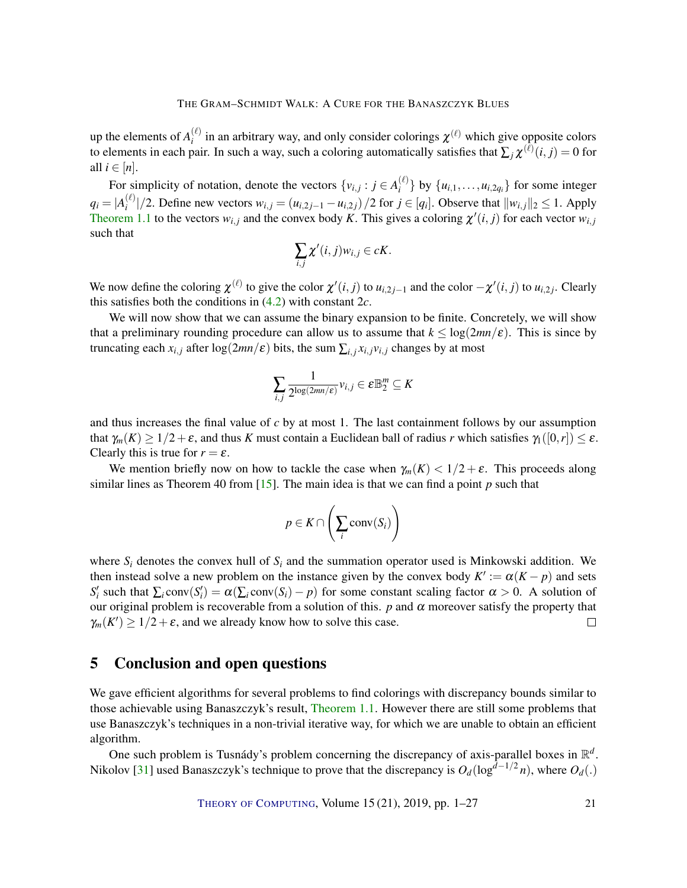up the elements of $A_i^{(\ell)}$ in an arbitrary way, and only consider colorings $\chi^{(\ell)}$ which give opposite colors to elements in each pair. In such a way, such a coloring automatically satisfies that $\sum_j \chi^{(\ell)}(i,j) = 0$ for all $i \in [n]$.

For simplicity of notation, denote the vectors $\{v_{i,j} : j \in A_i^{(\ell)}\}$ by $\{u_{i,1}, \ldots, u_{i,2q_i}\}$ for some integer $q_i = |A_i^{(\ell)}|/2$. Define new vectors $w_{i,j} = (u_{i,2j-1} - u_{i,2j})/2$ for $j \in [q_i]$. Observe that $\|w_{i,j}\|_2 \leq 1$. Apply Theorem 1.1 to the vectors $w_{i,j}$ and the convex body $K$. This gives a coloring $\chi'(i,j)$ for each vector $w_{i,j}$ such that

$$\sum_{i,j} \chi'(i,j) w_{i,j} \in cK.$$

We now define the coloring $\chi^{(\ell)}$ to give the color $\chi'(i,j)$ to $u_{i,2j-1}$ and the color $-\chi'(i,j)$ to $u_{i,2j}$. Clearly this satisfies both the conditions in (4.2) with constant $2c$.

We will now show that we can assume the binary expansion to be finite. Concretely, we will show that a preliminary rounding procedure can allow us to assume that $k \leq \log(2mn/\varepsilon)$. This is since by truncating each $x_{i,j}$ after $\log(2mn/\varepsilon)$ bits, the sum $\sum_{i,j} x_{i,j} v_{i,j}$ changes by at most

$$\sum_{i,j} \frac{1}{2^{\log(2mn/\varepsilon)}} v_{i,j} \in \varepsilon \mathbb{B}_2^m \subseteq K$$

and thus increases the final value of $c$ by at most 1. The last containment follows by our assumption that $\gamma_m(K) \geq 1/2 + \varepsilon$, and thus $K$ must contain a Euclidean ball of radius $r$ which satisfies $\gamma_1([0,r]) \leq \varepsilon$. Clearly this is true for $r = \varepsilon$.

We mention briefly now on how to tackle the case when $\gamma_m(K) < 1/2 + \varepsilon$. This proceeds along similar lines as Theorem 40 from [15]. The main idea is that we can find a point $p$ such that

$$p \in K \cap \left( \sum_i \operatorname{conv}(S_i) \right)$$

where $S_i$ denotes the convex hull of $S_i$ and the summation operator used is Minkowski addition. We then instead solve a new problem on the instance given by the convex body $K' := \alpha(K - p)$ and sets $S'_i$ such that $\sum_i \operatorname{conv}(S'_i) = \alpha(\sum_i \operatorname{conv}(S_i) - p)$ for some constant scaling factor $\alpha > 0$. A solution of our original problem is recoverable from a solution of this. $p$ and $\alpha$ moreover satisfy the property that $\gamma_m(K') \geq 1/2 + \varepsilon$, and we already know how to solve this case. □

## 5 Conclusion and open questions

We gave efficient algorithms for several problems to find colorings with discrepancy bounds similar to those achievable using Banaszczyk's result, Theorem 1.1. However there are still some problems that use Banaszczyk's techniques in a non-trivial iterative way, for which we are unable to obtain an efficient algorithm.

One such problem is Tusnády's problem concerning the discrepancy of axis-parallel boxes in $\mathbb{R}^d$. Nikolov [31] used Banaszczyk's technique to prove that the discrepancy is $O_d(\log^{d-1/2} n)$, where $O_d(.)$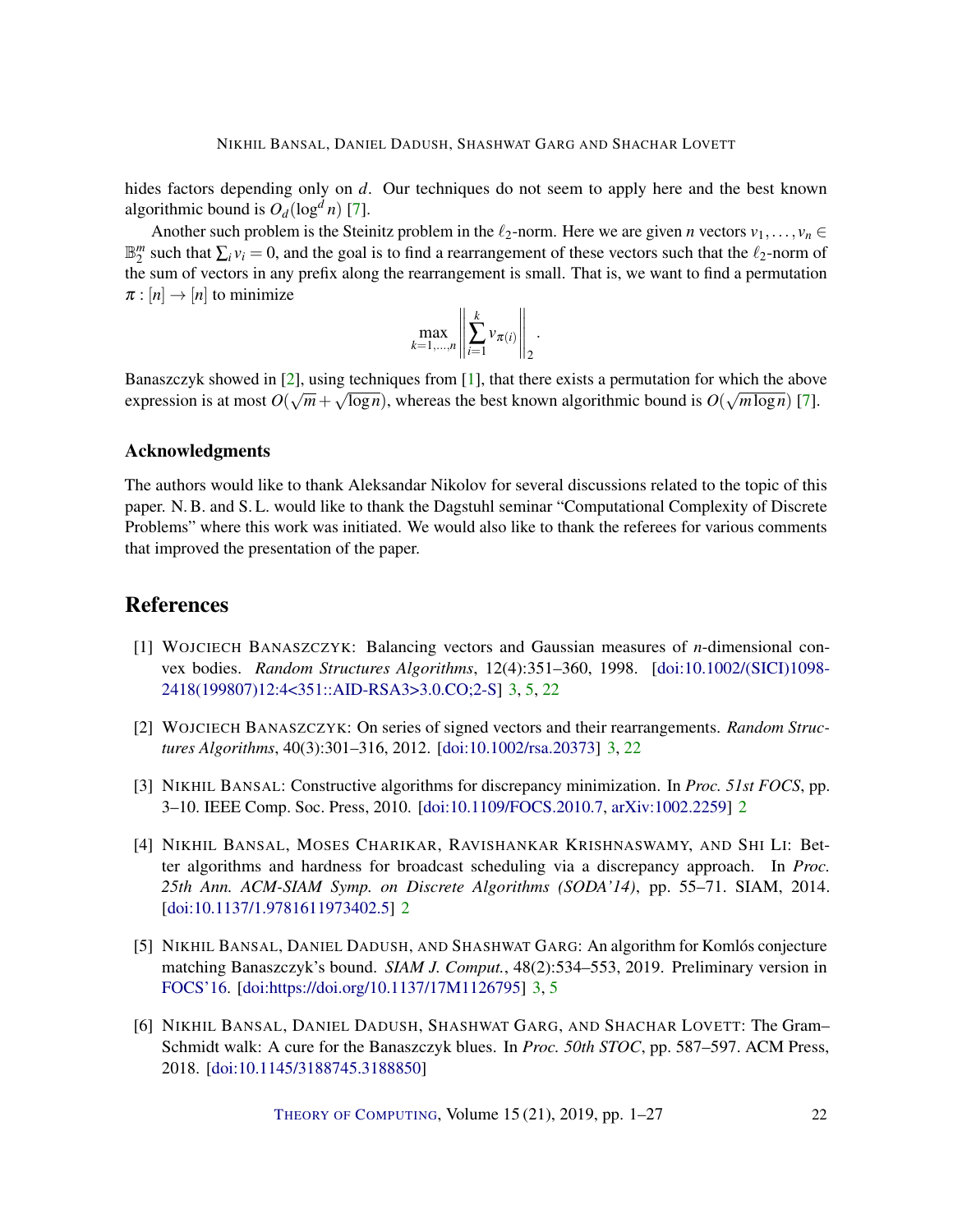hides factors depending only on $d$. Our techniques do not seem to apply here and the best known algorithmic bound is $O_d(\log^d n)$ [7].

Another such problem is the Steinitz problem in the $\ell_2$-norm. Here we are given $n$ vectors $v_1, \ldots, v_n \in \mathbb{B}_2^m$ such that $\sum_i v_i = 0$, and the goal is to find a rearrangement of these vectors such that the $\ell_2$-norm of the sum of vectors in any prefix along the rearrangement is small. That is, we want to find a permutation $\pi : [n] \to [n]$ to minimize

$$\max_{k=1,\ldots,n} \left\| \sum_{i=1}^{k} v_{\pi(i)} \right\|_2 .$$

Banaszczyk showed in [2], using techniques from [1], that there exists a permutation for which the above expression is at most $O(\sqrt{m} + \sqrt{\log n})$, whereas the best known algorithmic bound is $O(\sqrt{m \log n})$ [7].

### Acknowledgments

The authors would like to thank Aleksandar Nikolov for several discussions related to the topic of this paper. N. B. and S. L. would like to thank the Dagstuhl seminar "Computational Complexity of Discrete Problems" where this work was initiated. We would also like to thank the referees for various comments that improved the presentation of the paper.

## References

[1] Wojciech Banaszczyk: Balancing vectors and Gaussian measures of $n$-dimensional convex bodies. *Random Structures Algorithms*, 12(4):351–360, 1998. [doi:10.1002/(SICI)1098-2418(199807)12:4<351::AID-RSA3>3.0.CO;2-S] 3, 5, 22

[2] Wojciech Banaszczyk: On series of signed vectors and their rearrangements. *Random Structures Algorithms*, 40(3):301–316, 2012. [doi:10.1002/rsa.20373] 3, 22

[3] Nikhil Bansal: Constructive algorithms for discrepancy minimization. In *Proc. 51st FOCS*, pp. 3–10. IEEE Comp. Soc. Press, 2010. [doi:10.1109/FOCS.2010.7, arXiv:1002.2259] 2

[4] Nikhil Bansal, Moses Charikar, Ravishankar Krishnaswamy, and Shi Li: Better algorithms and hardness for broadcast scheduling via a discrepancy approach. In *Proc. 25th Ann. ACM-SIAM Symp. on Discrete Algorithms (SODA'14)*, pp. 55–71. SIAM, 2014. [doi:10.1137/1.9781611973402.5] 2

[5] Nikhil Bansal, Daniel Dadush, and Shashwat Garg: An algorithm for Komlós conjecture matching Banaszczyk's bound. *SIAM J. Comput.*, 48(2):534–553, 2019. Preliminary version in FOCS'16. [doi:https://doi.org/10.1137/17M1126795] 3, 5

[6] Nikhil Bansal, Daniel Dadush, Shashwat Garg, and Shachar Lovett: The Gram–Schmidt walk: A cure for the Banaszczyk blues. In *Proc. 50th STOC*, pp. 587–597. ACM Press, 2018. [doi:10.1145/3188745.3188850]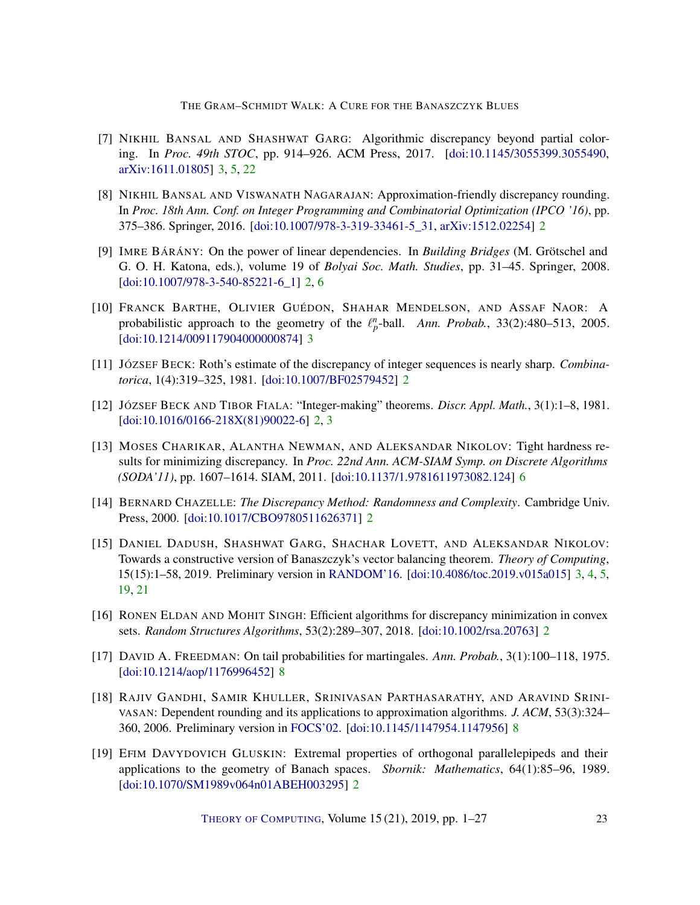[7] Nikhil Bansal and Shashwat Garg: Algorithmic discrepancy beyond partial coloring. In *Proc. 49th STOC*, pp. 914–926. ACM Press, 2017. [doi:10.1145/3055399.3055490, arXiv:1611.01805] 3, 5, 22

[8] Nikhil Bansal and Viswanath Nagarajan: Approximation-friendly discrepancy rounding. In *Proc. 18th Ann. Conf. on Integer Programming and Combinatorial Optimization (IPCO '16)*, pp. 375–386. Springer, 2016. [doi:10.1007/978-3-319-33461-5_31, arXiv:1512.02254] 2

[9] Imre Bárány: On the power of linear dependencies. In *Building Bridges* (M. Grötschel and G. O. H. Katona, eds.), volume 19 of *Bolyai Soc. Math. Studies*, pp. 31–45. Springer, 2008. [doi:10.1007/978-3-540-85221-6_1] 2, 6

[10] Franck Barthe, Olivier Guédon, Shahar Mendelson, and Assaf Naor: A probabilistic approach to the geometry of the $\ell_p^n$-ball. *Ann. Probab.*, 33(2):480–513, 2005. [doi:10.1214/009117904000000874] 3

[11] József Beck: Roth's estimate of the discrepancy of integer sequences is nearly sharp. *Combinatorica*, 1(4):319–325, 1981. [doi:10.1007/BF02579452] 2

[12] József Beck and Tibor Fiala: "Integer-making" theorems. *Discr. Appl. Math.*, 3(1):1–8, 1981. [doi:10.1016/0166-218X(81)90022-6] 2, 3

[13] Moses Charikar, Alantha Newman, and Aleksandar Nikolov: Tight hardness results for minimizing discrepancy. In *Proc. 22nd Ann. ACM-SIAM Symp. on Discrete Algorithms (SODA'11)*, pp. 1607–1614. SIAM, 2011. [doi:10.1137/1.9781611973082.124] 6

[14] Bernard Chazelle: *The Discrepancy Method: Randomness and Complexity*. Cambridge Univ. Press, 2000. [doi:10.1017/CBO9780511626371] 2

[15] Daniel Dadush, Shashwat Garg, Shachar Lovett, and Aleksandar Nikolov: Towards a constructive version of Banaszczyk's vector balancing theorem. *Theory of Computing*, 15(15):1–58, 2019. Preliminary version in RANDOM'16. [doi:10.4086/toc.2019.v015a015] 3, 4, 5, 19, 21

[16] Ronen Eldan and Mohit Singh: Efficient algorithms for discrepancy minimization in convex sets. *Random Structures Algorithms*, 53(2):289–307, 2018. [doi:10.1002/rsa.20763] 2

[17] David A. Freedman: On tail probabilities for martingales. *Ann. Probab.*, 3(1):100–118, 1975. [doi:10.1214/aop/1176996452] 8

[18] Rajiv Gandhi, Samir Khuller, Srinivasan Parthasarathy, and Aravind Srinivasan: Dependent rounding and its applications to approximation algorithms. *J. ACM*, 53(3):324–360, 2006. Preliminary version in FOCS'02. [doi:10.1145/1147954.1147956] 8

[19] Efim Davydovich Gluskin: Extremal properties of orthogonal parallelepipeds and their applications to the geometry of Banach spaces. *Sbornik: Mathematics*, 64(1):85–96, 1989. [doi:10.1070/SM1989v064n01ABEH003295] 2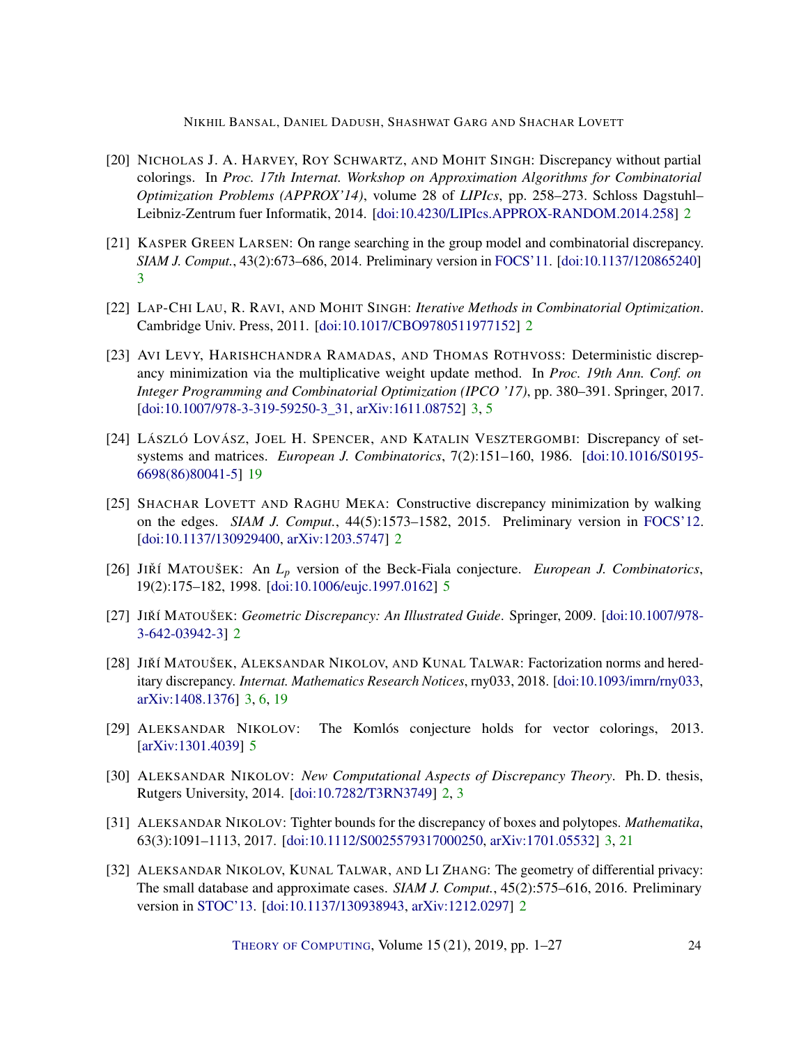[20] Nicholas J. A. Harvey, Roy Schwartz, and Mohit Singh: Discrepancy without partial colorings. In *Proc. 17th Internat. Workshop on Approximation Algorithms for Combinatorial Optimization Problems (APPROX'14)*, volume 28 of *LIPIcs*, pp. 258–273. Schloss Dagstuhl–Leibniz-Zentrum fuer Informatik, 2014. [doi:10.4230/LIPIcs.APPROX-RANDOM.2014.258] 2

[21] Kasper Green Larsen: On range searching in the group model and combinatorial discrepancy. *SIAM J. Comput.*, 43(2):673–686, 2014. Preliminary version in FOCS'11. [doi:10.1137/120865240] 3

[22] Lap-Chi Lau, R. Ravi, and Mohit Singh: *Iterative Methods in Combinatorial Optimization*. Cambridge Univ. Press, 2011. [doi:10.1017/CBO9780511977152] 2

[23] Avi Levy, Harishchandra Ramadas, and Thomas Rothvoss: Deterministic discrepancy minimization via the multiplicative weight update method. In *Proc. 19th Ann. Conf. on Integer Programming and Combinatorial Optimization (IPCO '17)*, pp. 380–391. Springer, 2017. [doi:10.1007/978-3-319-59250-3_31, arXiv:1611.08752] 3, 5

[24] László Lovász, Joel H. Spencer, and Katalin Vesztergombi: Discrepancy of set-systems and matrices. *European J. Combinatorics*, 7(2):151–160, 1986. [doi:10.1016/S0195-6698(86)80041-5] 19

[25] Shachar Lovett and Raghu Meka: Constructive discrepancy minimization by walking on the edges. *SIAM J. Comput.*, 44(5):1573–1582, 2015. Preliminary version in FOCS'12. [doi:10.1137/130929400, arXiv:1203.5747] 2

[26] Jiří Matoušek: An $L_p$ version of the Beck-Fiala conjecture. *European J. Combinatorics*, 19(2):175–182, 1998. [doi:10.1006/eujc.1997.0162] 5

[27] Jiří Matoušek: *Geometric Discrepancy: An Illustrated Guide*. Springer, 2009. [doi:10.1007/978-3-642-03942-3] 2

[28] Jiří Matoušek, Aleksandar Nikolov, and Kunal Talwar: Factorization norms and hereditary discrepancy. *Internat. Mathematics Research Notices*, rny033, 2018. [doi:10.1093/imrn/rny033, arXiv:1408.1376] 3, 6, 19

[29] Aleksandar Nikolov: The Komlós conjecture holds for vector colorings, 2013. [arXiv:1301.4039] 5

[30] Aleksandar Nikolov: *New Computational Aspects of Discrepancy Theory*. Ph. D. thesis, Rutgers University, 2014. [doi:10.7282/T3RN3749] 2, 3

[31] Aleksandar Nikolov: Tighter bounds for the discrepancy of boxes and polytopes. *Mathematika*, 63(3):1091–1113, 2017. [doi:10.1112/S0025579317000250, arXiv:1701.05532] 3, 21

[32] Aleksandar Nikolov, Kunal Talwar, and Li Zhang: The geometry of differential privacy: The small database and approximate cases. *SIAM J. Comput.*, 45(2):575–616, 2016. Preliminary version in STOC'13. [doi:10.1137/130938943, arXiv:1212.0297] 2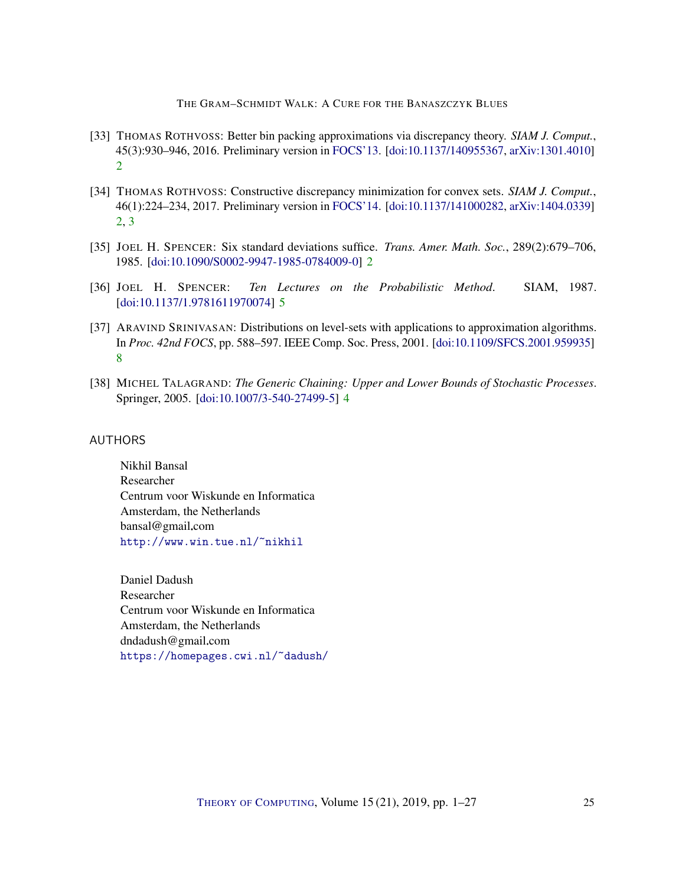[33] THOMAS ROTHVOSS: Better bin packing approximations via discrepancy theory. *SIAM J. Comput.*, 45(3):930–946, 2016. Preliminary version in FOCS'13. [doi:10.1137/140955367, arXiv:1301.4010] 2

[34] THOMAS ROTHVOSS: Constructive discrepancy minimization for convex sets. *SIAM J. Comput.*, 46(1):224–234, 2017. Preliminary version in FOCS'14. [doi:10.1137/141000282, arXiv:1404.0339] 2, 3

[35] JOEL H. SPENCER: Six standard deviations suffice. *Trans. Amer. Math. Soc.*, 289(2):679–706, 1985. [doi:10.1090/S0002-9947-1985-0784009-0] 2

[36] JOEL H. SPENCER: *Ten Lectures on the Probabilistic Method*. SIAM, 1987. [doi:10.1137/1.9781611970074] 5

[37] ARAVIND SRINIVASAN: Distributions on level-sets with applications to approximation algorithms. In *Proc. 42nd FOCS*, pp. 588–597. IEEE Comp. Soc. Press, 2001. [doi:10.1109/SFCS.2001.959935] 8

[38] MICHEL TALAGRAND: *The Generic Chaining: Upper and Lower Bounds of Stochastic Processes*. Springer, 2005. [doi:10.1007/3-540-27499-5] 4

## AUTHORS

Nikhil Bansal
Researcher
Centrum voor Wiskunde en Informatica
Amsterdam, the Netherlands
bansal@gmail.com
http://www.win.tue.nl/~nikhil

Daniel Dadush
Researcher
Centrum voor Wiskunde en Informatica
Amsterdam, the Netherlands
dndadush@gmail.com
https://homepages.cwi.nl/~dadush/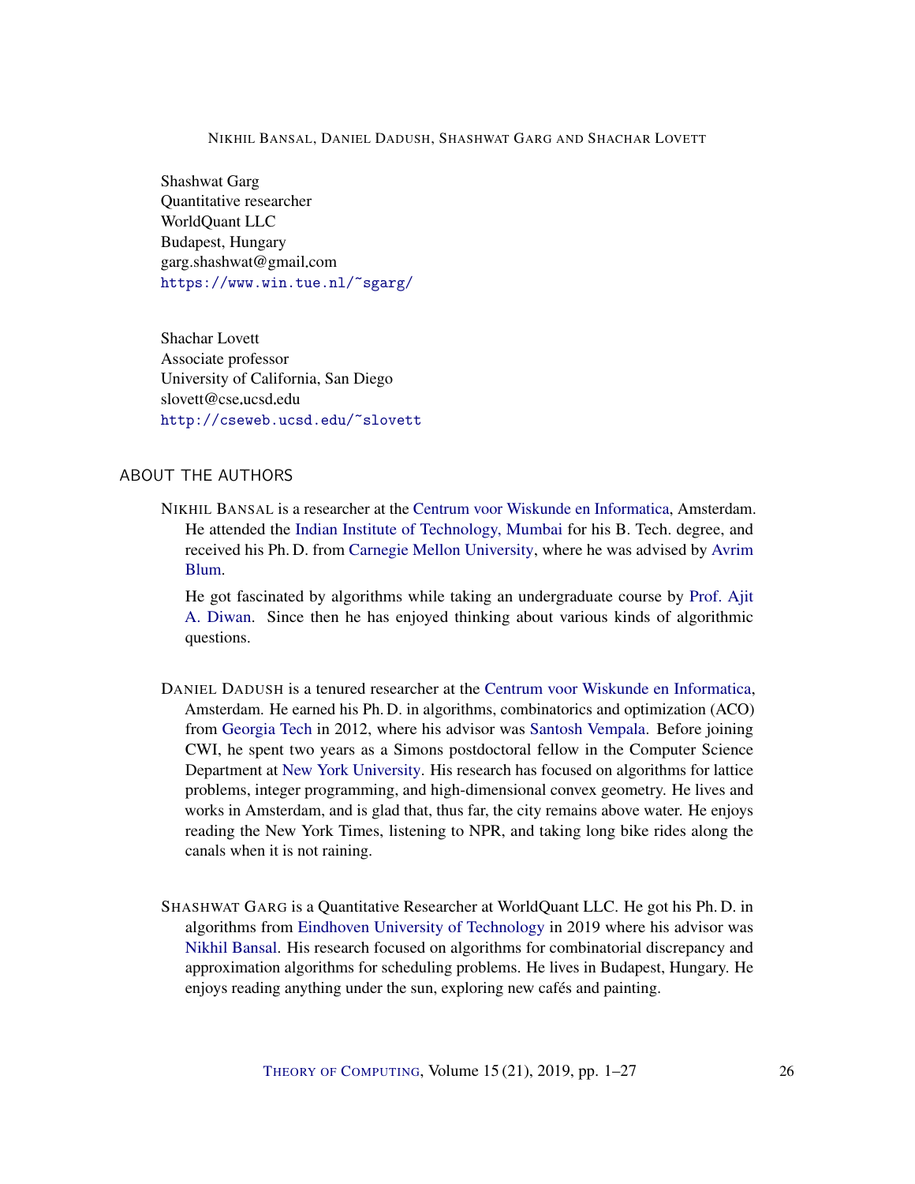Shashwat Garg
Quantitative researcher
WorldQuant LLC
Budapest, Hungary
garg.shashwat@gmail.com
https://www.win.tue.nl/~sgarg/

Shachar Lovett
Associate professor
University of California, San Diego
slovett@cse.ucsd.edu
http://cseweb.ucsd.edu/~slovett

## ABOUT THE AUTHORS

NIKHIL BANSAL is a researcher at the Centrum voor Wiskunde en Informatica, Amsterdam. He attended the Indian Institute of Technology, Mumbai for his B. Tech. degree, and received his Ph. D. from Carnegie Mellon University, where he was advised by Avrim Blum.

He got fascinated by algorithms while taking an undergraduate course by Prof. Ajit A. Diwan. Since then he has enjoyed thinking about various kinds of algorithmic questions.

DANIEL DADUSH is a tenured researcher at the Centrum voor Wiskunde en Informatica, Amsterdam. He earned his Ph. D. in algorithms, combinatorics and optimization (ACO) from Georgia Tech in 2012, where his advisor was Santosh Vempala. Before joining CWI, he spent two years as a Simons postdoctoral fellow in the Computer Science Department at New York University. His research has focused on algorithms for lattice problems, integer programming, and high-dimensional convex geometry. He lives and works in Amsterdam, and is glad that, thus far, the city remains above water. He enjoys reading the New York Times, listening to NPR, and taking long bike rides along the canals when it is not raining.

SHASHWAT GARG is a Quantitative Researcher at WorldQuant LLC. He got his Ph. D. in algorithms from Eindhoven University of Technology in 2019 where his advisor was Nikhil Bansal. His research focused on algorithms for combinatorial discrepancy and approximation algorithms for scheduling problems. He lives in Budapest, Hungary. He enjoys reading anything under the sun, exploring new cafés and painting.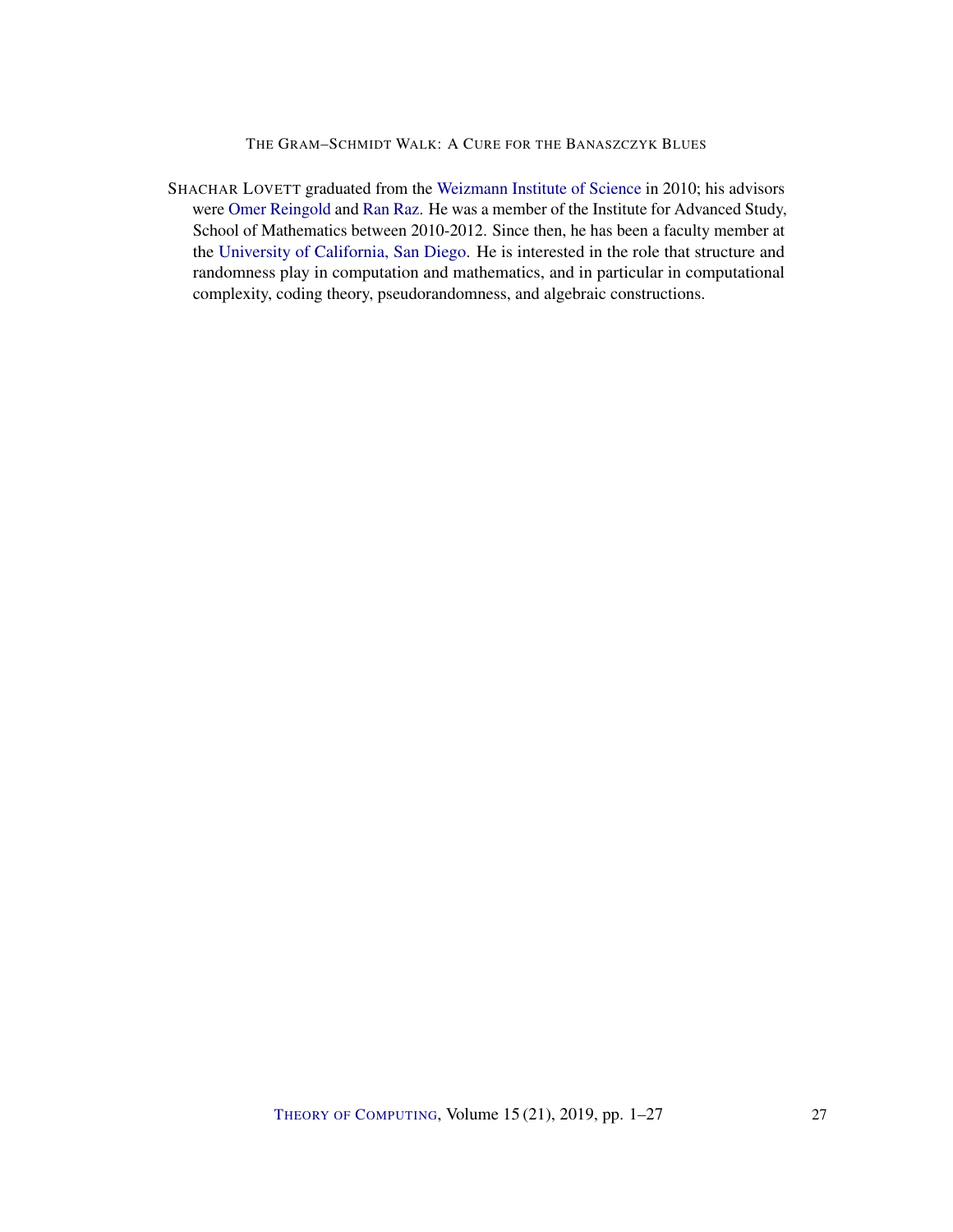SHACHAR LOVETT graduated from the Weizmann Institute of Science in 2010; his advisors were Omer Reingold and Ran Raz. He was a member of the Institute for Advanced Study, School of Mathematics between 2010-2012. Since then, he has been a faculty member at the University of California, San Diego. He is interested in the role that structure and randomness play in computation and mathematics, and in particular in computational complexity, coding theory, pseudorandomness, and algebraic constructions.